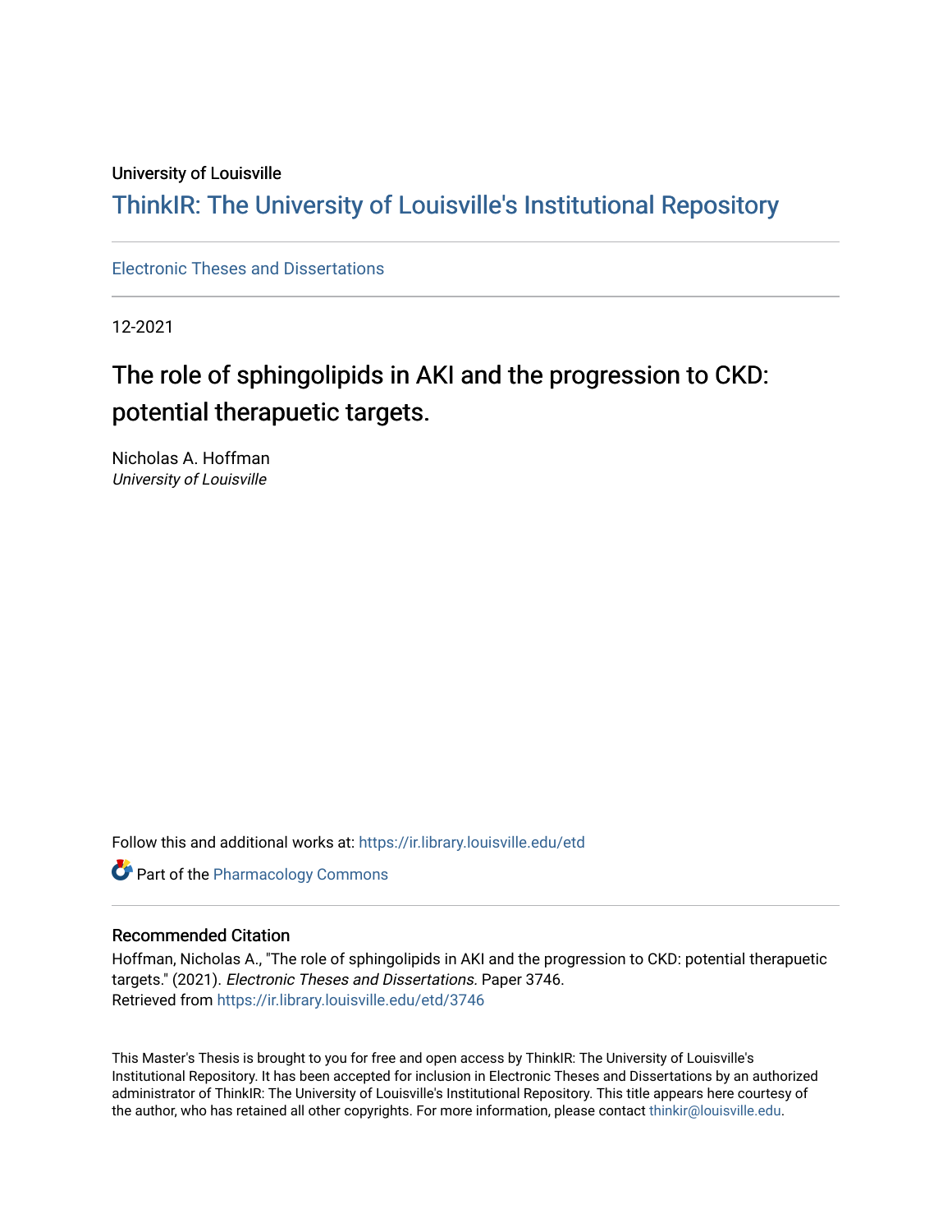University of Louisville

# ThinkIR: The University of Louisville's Institutional Repository

Electronic Theses and Dissertations

12-2021

## The role of sphingolipids in AKI and the progression to CKD: potential therapeutic targets.

Nicholas A. Hoffman
*University of Louisville*

Follow this and additional works at: https://ir.library.louisville.edu/etd

Part of the Pharmacology Commons

### Recommended Citation

Hoffman, Nicholas A., "The role of sphingolipids in AKI and the progression to CKD: potential therapeutic targets." (2021). *Electronic Theses and Dissertations.* Paper 3746.
Retrieved from https://ir.library.louisville.edu/etd/3746

This Master's Thesis is brought to you for free and open access by ThinkIR: The University of Louisville's Institutional Repository. It has been accepted for inclusion in Electronic Theses and Dissertations by an authorized administrator of ThinkIR: The University of Louisville's Institutional Repository. This title appears here courtesy of the author, who has retained all other copyrights. For more information, please contact thinkir@louisville.edu.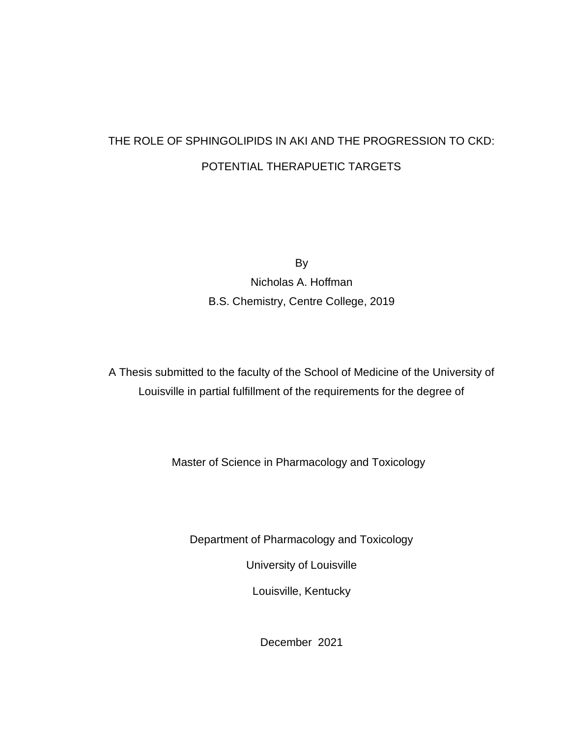# THE ROLE OF SPHINGOLIPIDS IN AKI AND THE PROGRESSION TO CKD: POTENTIAL THERAPUETIC TARGETS

By

Nicholas A. Hoffman

B.S. Chemistry, Centre College, 2019

A Thesis submitted to the faculty of the School of Medicine of the University of Louisville in partial fulfillment of the requirements for the degree of

Master of Science in Pharmacology and Toxicology

Department of Pharmacology and Toxicology

University of Louisville

Louisville, Kentucky

December 2021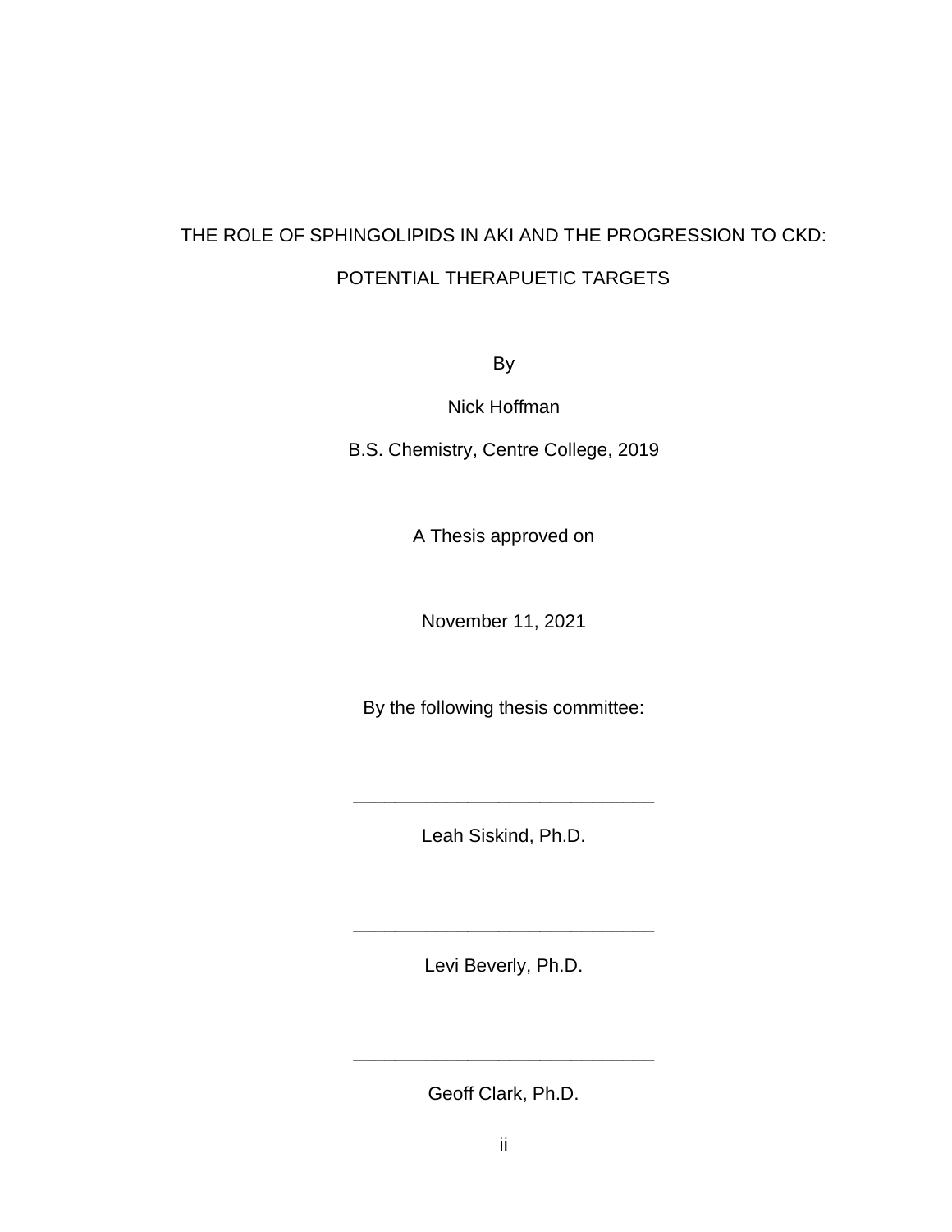THE ROLE OF SPHINGOLIPIDS IN AKI AND THE PROGRESSION TO CKD:

POTENTIAL THERAPUETIC TARGETS

By

Nick Hoffman

B.S. Chemistry, Centre College, 2019

A Thesis approved on

November 11, 2021

By the following thesis committee:

_____________________________

Leah Siskind, Ph.D.

_____________________________

Levi Beverly, Ph.D.

_____________________________

Geoff Clark, Ph.D.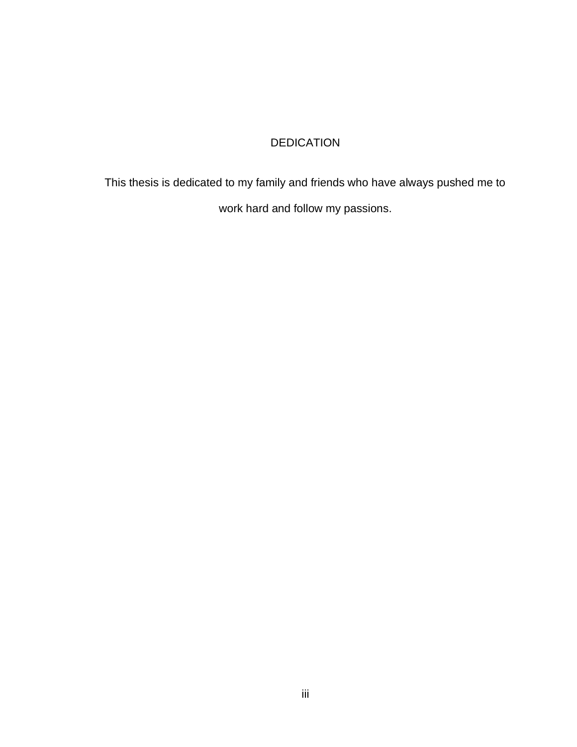# DEDICATION

This thesis is dedicated to my family and friends who have always pushed me to work hard and follow my passions.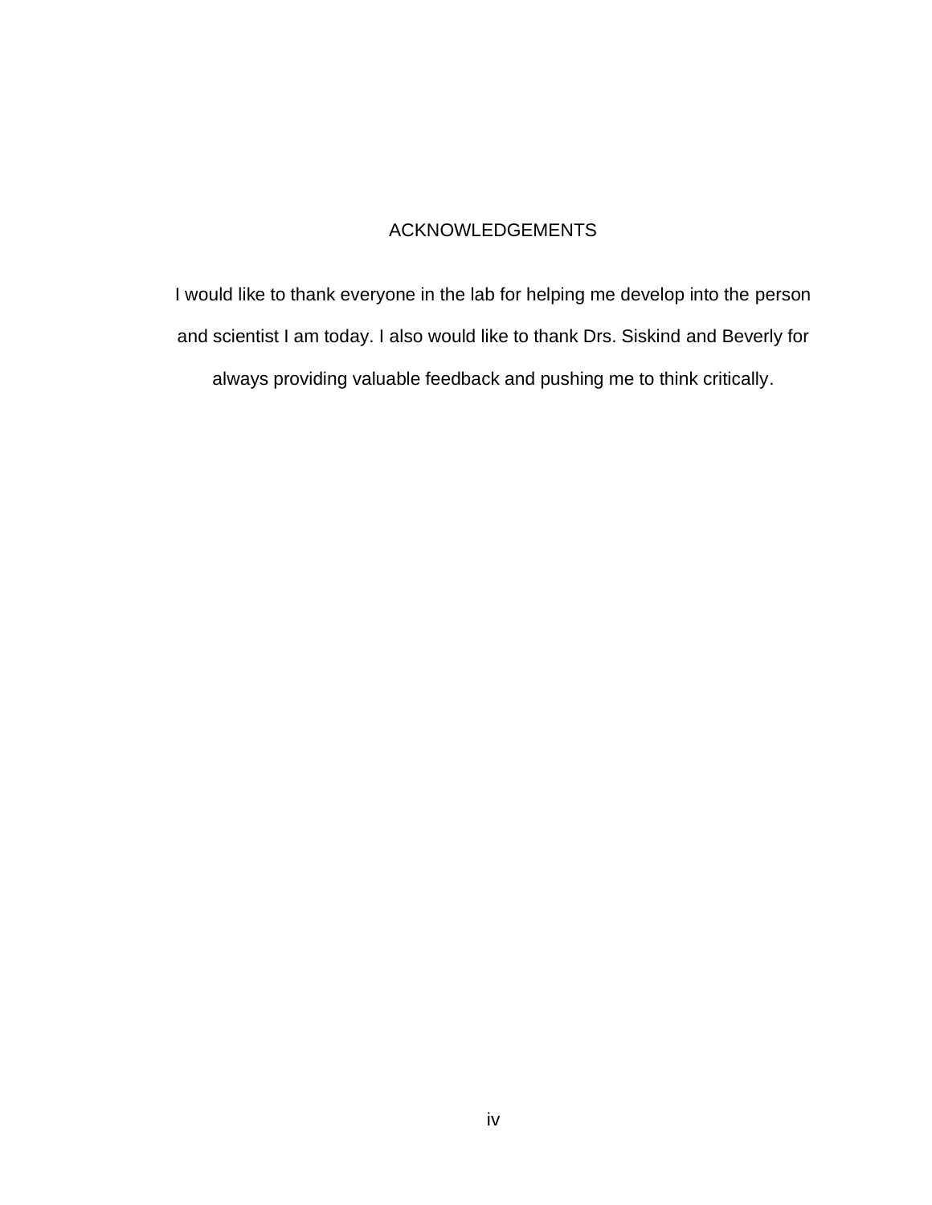# ACKNOWLEDGEMENTS

I would like to thank everyone in the lab for helping me develop into the person and scientist I am today. I also would like to thank Drs. Siskind and Beverly for always providing valuable feedback and pushing me to think critically.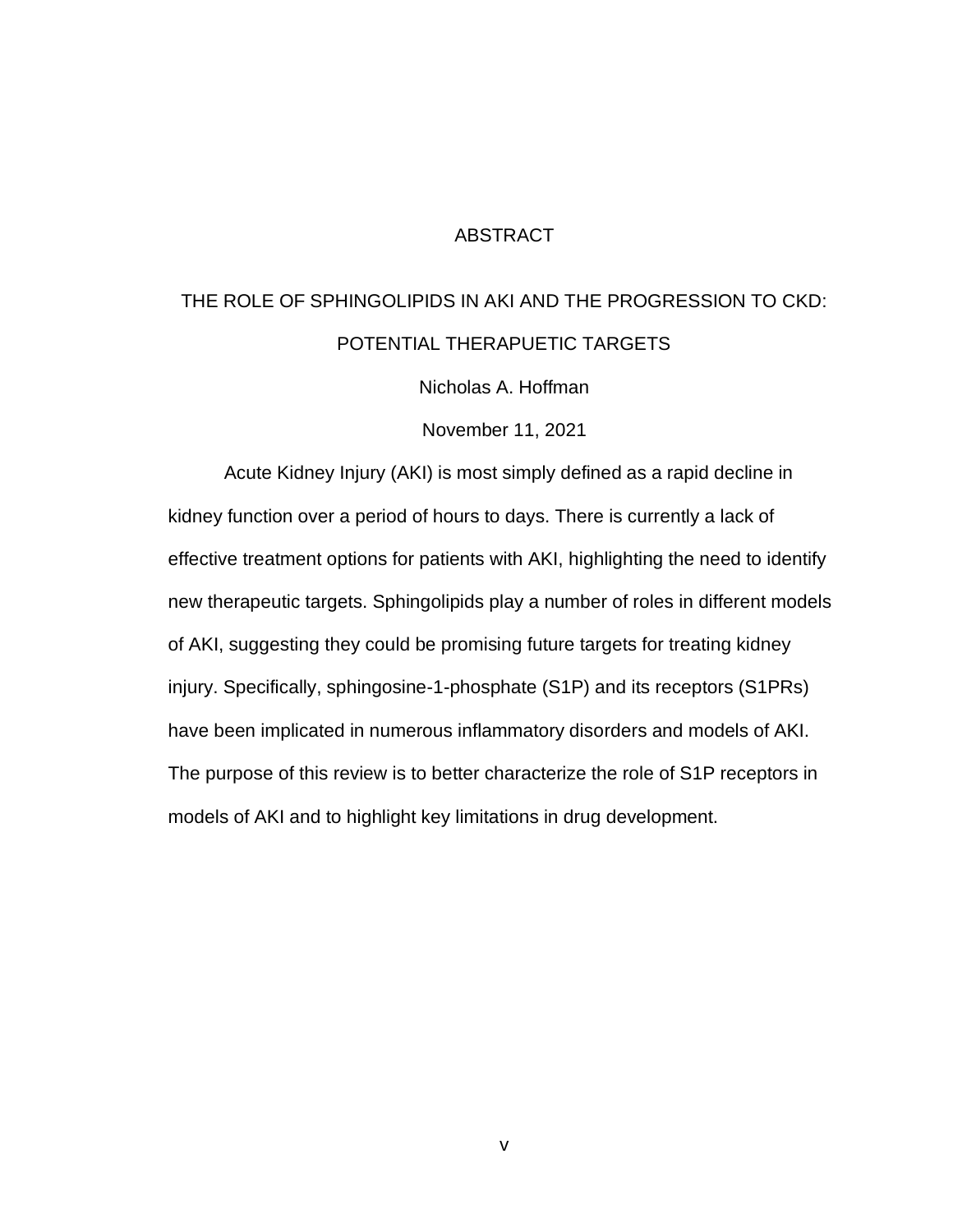# ABSTRACT

## THE ROLE OF SPHINGOLIPIDS IN AKI AND THE PROGRESSION TO CKD: POTENTIAL THERAPUETIC TARGETS

Nicholas A. Hoffman

November 11, 2021

Acute Kidney Injury (AKI) is most simply defined as a rapid decline in kidney function over a period of hours to days. There is currently a lack of effective treatment options for patients with AKI, highlighting the need to identify new therapeutic targets. Sphingolipids play a number of roles in different models of AKI, suggesting they could be promising future targets for treating kidney injury. Specifically, sphingosine-1-phosphate (S1P) and its receptors (S1PRs) have been implicated in numerous inflammatory disorders and models of AKI. The purpose of this review is to better characterize the role of S1P receptors in models of AKI and to highlight key limitations in drug development.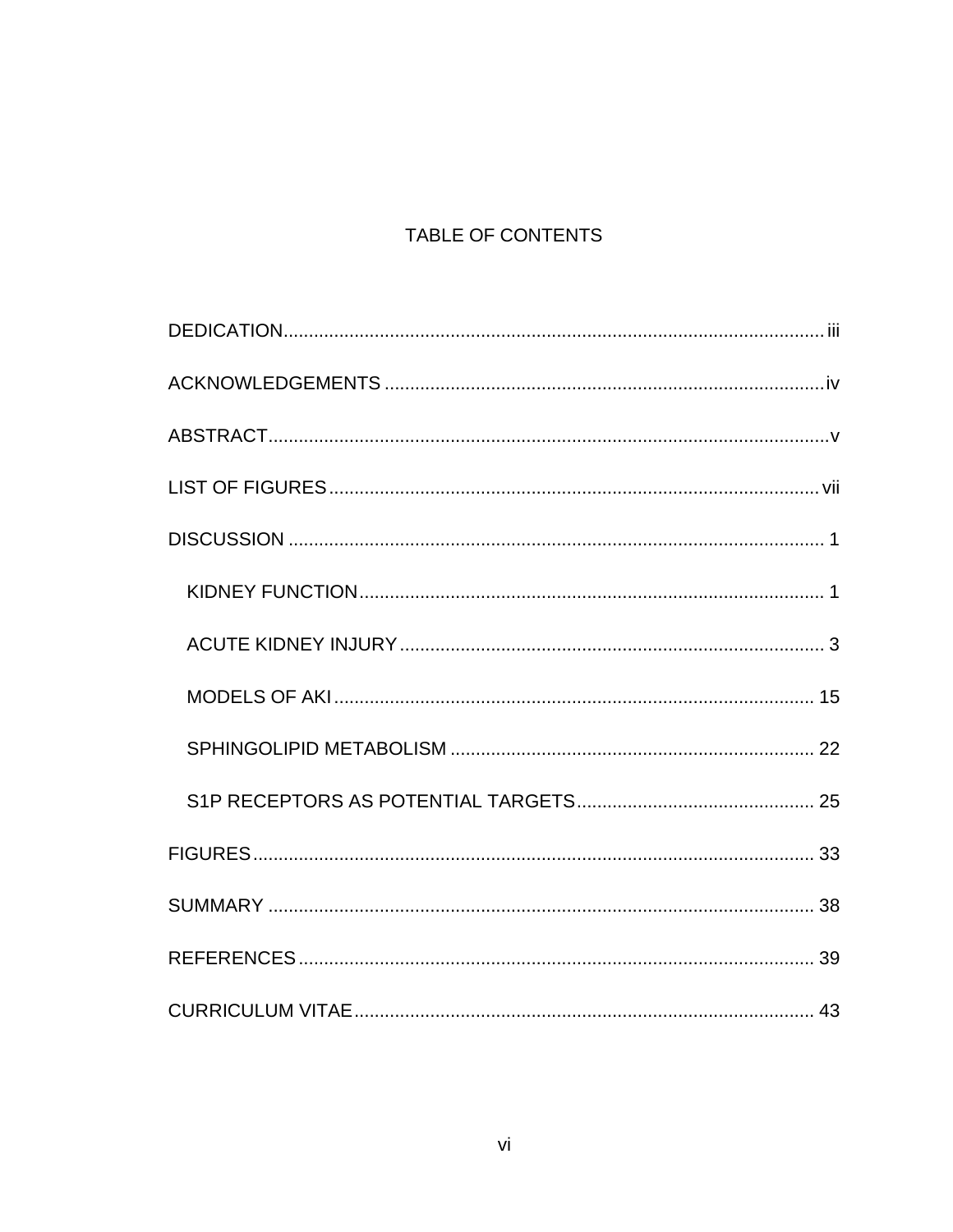# TABLE OF CONTENTS

DEDICATION........................................................................................................... iii

ACKNOWLEDGEMENTS ........................................................................................ iv

ABSTRACT............................................................................................................... v

LIST OF FIGURES ................................................................................................. vii

DISCUSSION ........................................................................................................... 1

- KIDNEY FUNCTION ............................................................................................. 1
- ACUTE KIDNEY INJURY ...................................................................................... 3
- MODELS OF AKI ................................................................................................ 15
- SPHINGOLIPID METABOLISM .......................................................................... 22
- S1P RECEPTORS AS POTENTIAL TARGETS .................................................. 25

FIGURES ................................................................................................................ 33

SUMMARY ............................................................................................................. 38

REFERENCES ....................................................................................................... 39

CURRICULUM VITAE ............................................................................................ 43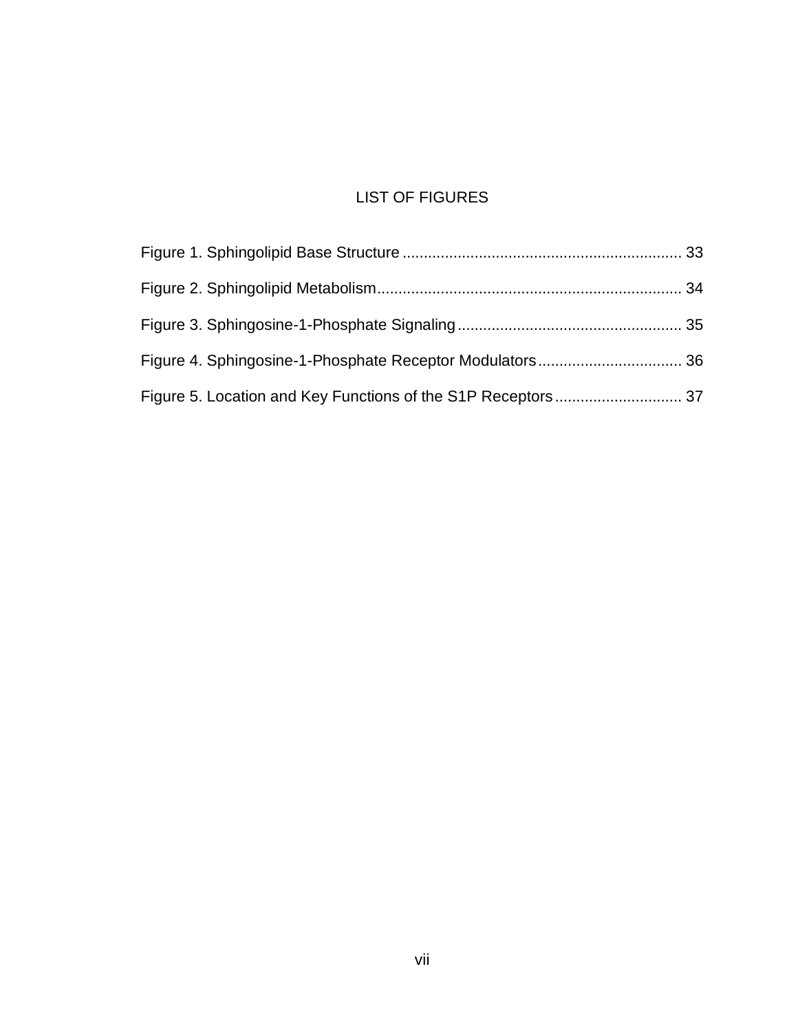# LIST OF FIGURES

Figure 1. Sphingolipid Base Structure ................................................................. 33

Figure 2. Sphingolipid Metabolism....................................................................... 34

Figure 3. Sphingosine-1-Phosphate Signaling.................................................... 35

Figure 4. Sphingosine-1-Phosphate Receptor Modulators.................................. 36

Figure 5. Location and Key Functions of the S1P Receptors.............................. 37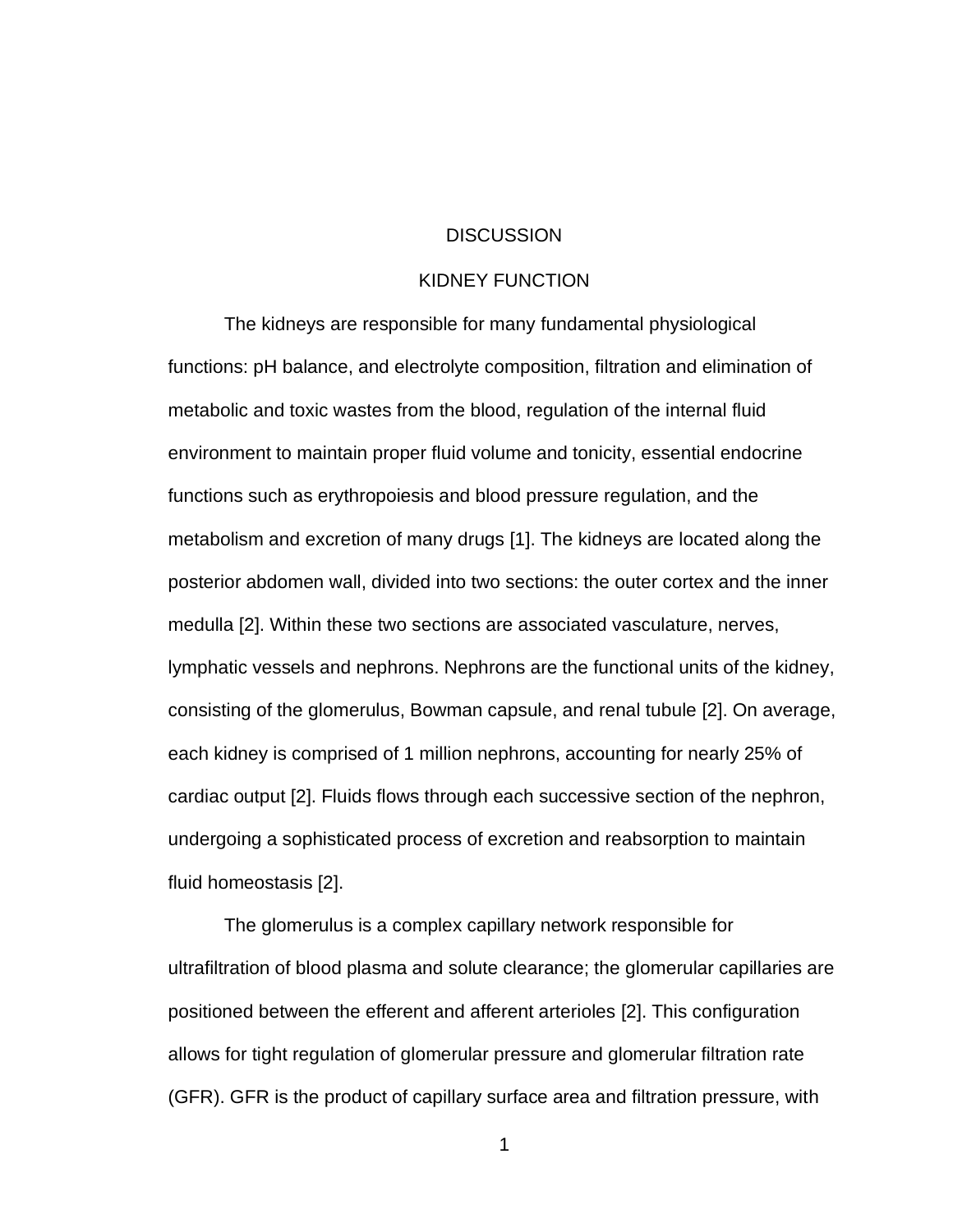# DISCUSSION

## KIDNEY FUNCTION

The kidneys are responsible for many fundamental physiological functions: pH balance, and electrolyte composition, filtration and elimination of metabolic and toxic wastes from the blood, regulation of the internal fluid environment to maintain proper fluid volume and tonicity, essential endocrine functions such as erythropoiesis and blood pressure regulation, and the metabolism and excretion of many drugs [1]. The kidneys are located along the posterior abdomen wall, divided into two sections: the outer cortex and the inner medulla [2]. Within these two sections are associated vasculature, nerves, lymphatic vessels and nephrons. Nephrons are the functional units of the kidney, consisting of the glomerulus, Bowman capsule, and renal tubule [2]. On average, each kidney is comprised of 1 million nephrons, accounting for nearly 25% of cardiac output [2]. Fluids flows through each successive section of the nephron, undergoing a sophisticated process of excretion and reabsorption to maintain fluid homeostasis [2].

The glomerulus is a complex capillary network responsible for ultrafiltration of blood plasma and solute clearance; the glomerular capillaries are positioned between the efferent and afferent arterioles [2]. This configuration allows for tight regulation of glomerular pressure and glomerular filtration rate (GFR). GFR is the product of capillary surface area and filtration pressure, with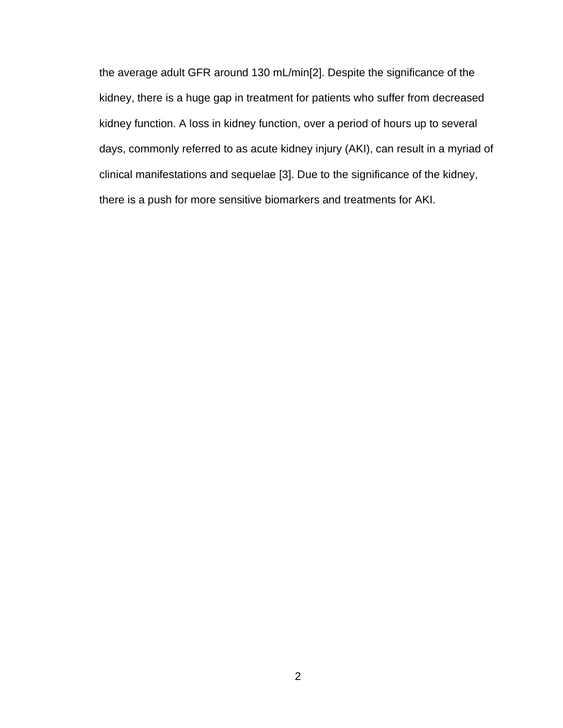the average adult GFR around 130 mL/min[2]. Despite the significance of the kidney, there is a huge gap in treatment for patients who suffer from decreased kidney function. A loss in kidney function, over a period of hours up to several days, commonly referred to as acute kidney injury (AKI), can result in a myriad of clinical manifestations and sequelae [3]. Due to the significance of the kidney, there is a push for more sensitive biomarkers and treatments for AKI.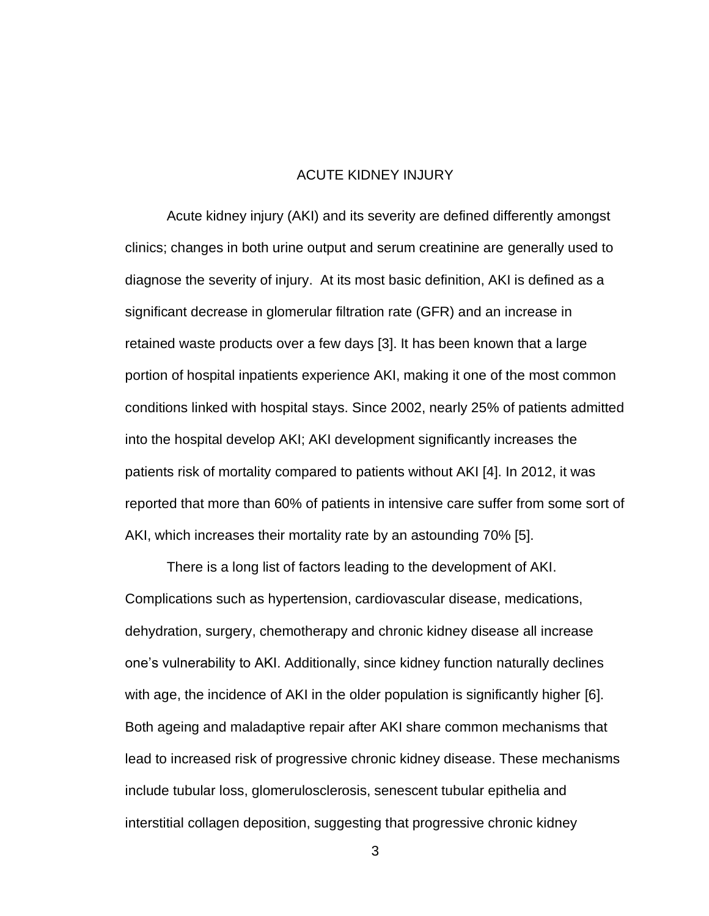# ACUTE KIDNEY INJURY

Acute kidney injury (AKI) and its severity are defined differently amongst clinics; changes in both urine output and serum creatinine are generally used to diagnose the severity of injury.  At its most basic definition, AKI is defined as a significant decrease in glomerular filtration rate (GFR) and an increase in retained waste products over a few days [3]. It has been known that a large portion of hospital inpatients experience AKI, making it one of the most common conditions linked with hospital stays. Since 2002, nearly 25% of patients admitted into the hospital develop AKI; AKI development significantly increases the patients risk of mortality compared to patients without AKI [4]. In 2012, it was reported that more than 60% of patients in intensive care suffer from some sort of AKI, which increases their mortality rate by an astounding 70% [5].

There is a long list of factors leading to the development of AKI. Complications such as hypertension, cardiovascular disease, medications, dehydration, surgery, chemotherapy and chronic kidney disease all increase one's vulnerability to AKI. Additionally, since kidney function naturally declines with age, the incidence of AKI in the older population is significantly higher [6]. Both ageing and maladaptive repair after AKI share common mechanisms that lead to increased risk of progressive chronic kidney disease. These mechanisms include tubular loss, glomerulosclerosis, senescent tubular epithelia and interstitial collagen deposition, suggesting that progressive chronic kidney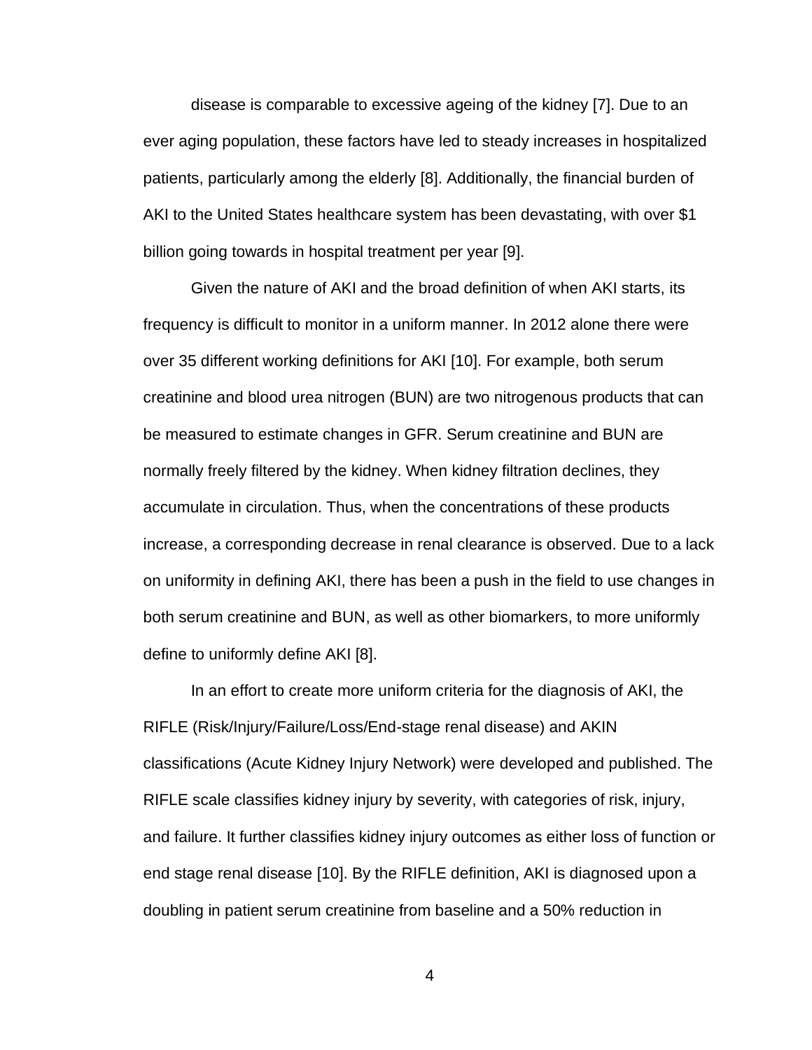disease is comparable to excessive ageing of the kidney [7]. Due to an ever aging population, these factors have led to steady increases in hospitalized patients, particularly among the elderly [8]. Additionally, the financial burden of AKI to the United States healthcare system has been devastating, with over $1 billion going towards in hospital treatment per year [9].

Given the nature of AKI and the broad definition of when AKI starts, its frequency is difficult to monitor in a uniform manner. In 2012 alone there were over 35 different working definitions for AKI [10]. For example, both serum creatinine and blood urea nitrogen (BUN) are two nitrogenous products that can be measured to estimate changes in GFR. Serum creatinine and BUN are normally freely filtered by the kidney. When kidney filtration declines, they accumulate in circulation. Thus, when the concentrations of these products increase, a corresponding decrease in renal clearance is observed. Due to a lack on uniformity in defining AKI, there has been a push in the field to use changes in both serum creatinine and BUN, as well as other biomarkers, to more uniformly define to uniformly define AKI [8].

In an effort to create more uniform criteria for the diagnosis of AKI, the RIFLE (Risk/Injury/Failure/Loss/End-stage renal disease) and AKIN classifications (Acute Kidney Injury Network) were developed and published. The RIFLE scale classifies kidney injury by severity, with categories of risk, injury, and failure. It further classifies kidney injury outcomes as either loss of function or end stage renal disease [10]. By the RIFLE definition, AKI is diagnosed upon a doubling in patient serum creatinine from baseline and a 50% reduction in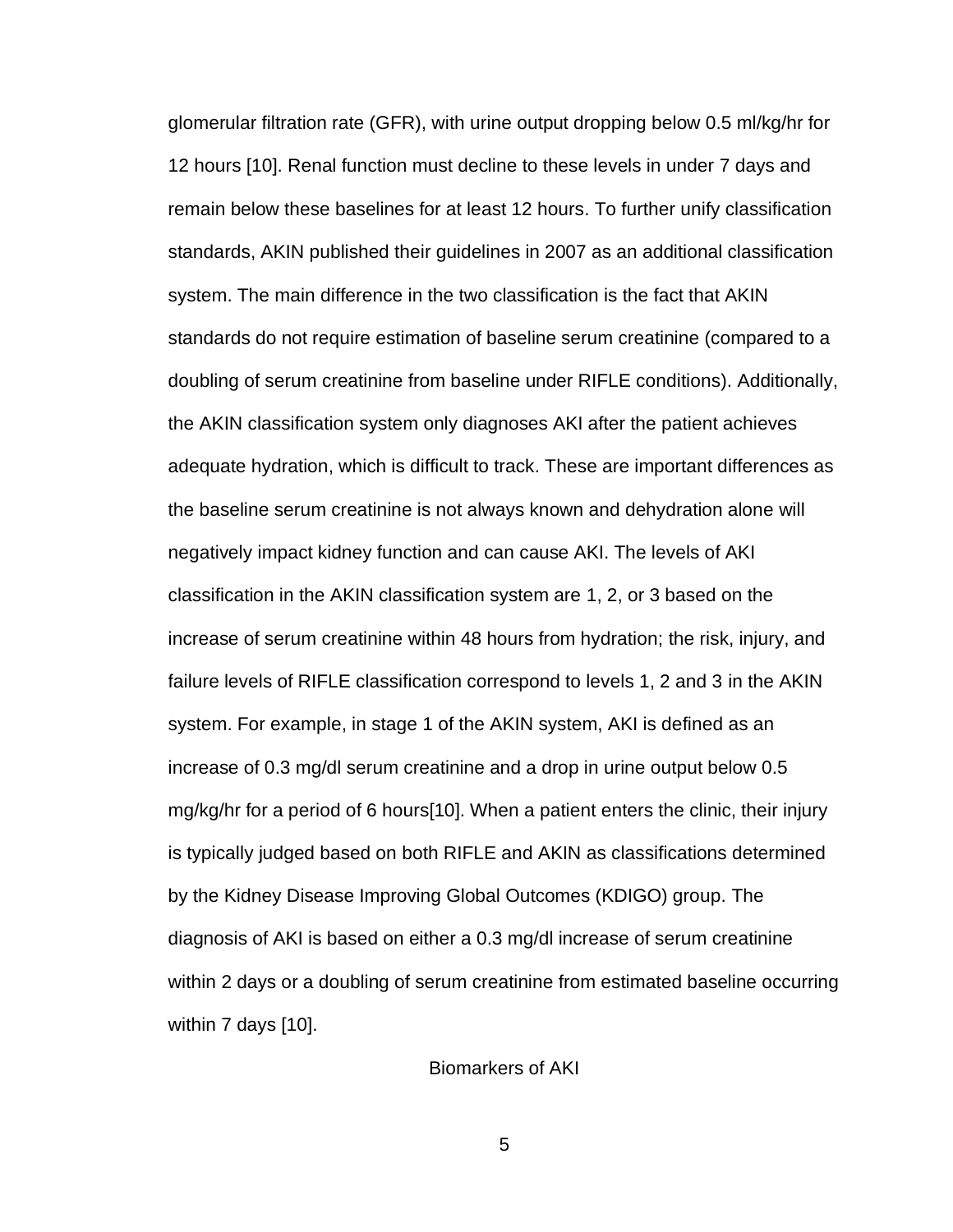glomerular filtration rate (GFR), with urine output dropping below 0.5 ml/kg/hr for 12 hours [10]. Renal function must decline to these levels in under 7 days and remain below these baselines for at least 12 hours. To further unify classification standards, AKIN published their guidelines in 2007 as an additional classification system. The main difference in the two classification is the fact that AKIN standards do not require estimation of baseline serum creatinine (compared to a doubling of serum creatinine from baseline under RIFLE conditions). Additionally, the AKIN classification system only diagnoses AKI after the patient achieves adequate hydration, which is difficult to track. These are important differences as the baseline serum creatinine is not always known and dehydration alone will negatively impact kidney function and can cause AKI. The levels of AKI classification in the AKIN classification system are 1, 2, or 3 based on the increase of serum creatinine within 48 hours from hydration; the risk, injury, and failure levels of RIFLE classification correspond to levels 1, 2 and 3 in the AKIN system. For example, in stage 1 of the AKIN system, AKI is defined as an increase of 0.3 mg/dl serum creatinine and a drop in urine output below 0.5 mg/kg/hr for a period of 6 hours[10]. When a patient enters the clinic, their injury is typically judged based on both RIFLE and AKIN as classifications determined by the Kidney Disease Improving Global Outcomes (KDIGO) group. The diagnosis of AKI is based on either a 0.3 mg/dl increase of serum creatinine within 2 days or a doubling of serum creatinine from estimated baseline occurring within 7 days [10].

## Biomarkers of AKI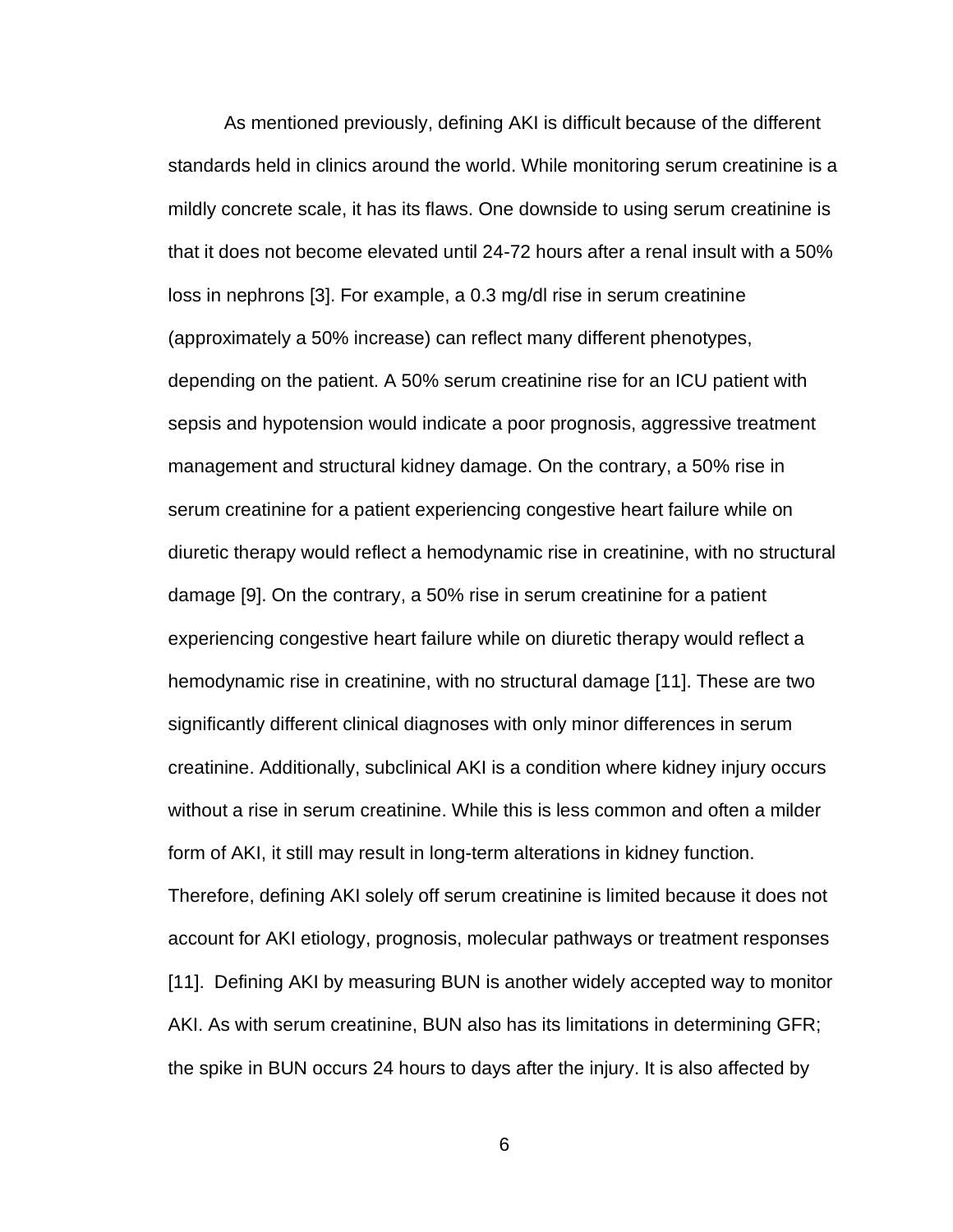As mentioned previously, defining AKI is difficult because of the different standards held in clinics around the world. While monitoring serum creatinine is a mildly concrete scale, it has its flaws. One downside to using serum creatinine is that it does not become elevated until 24-72 hours after a renal insult with a 50% loss in nephrons [3]. For example, a 0.3 mg/dl rise in serum creatinine (approximately a 50% increase) can reflect many different phenotypes, depending on the patient. A 50% serum creatinine rise for an ICU patient with sepsis and hypotension would indicate a poor prognosis, aggressive treatment management and structural kidney damage. On the contrary, a 50% rise in serum creatinine for a patient experiencing congestive heart failure while on diuretic therapy would reflect a hemodynamic rise in creatinine, with no structural damage [9]. On the contrary, a 50% rise in serum creatinine for a patient experiencing congestive heart failure while on diuretic therapy would reflect a hemodynamic rise in creatinine, with no structural damage [11]. These are two significantly different clinical diagnoses with only minor differences in serum creatinine. Additionally, subclinical AKI is a condition where kidney injury occurs without a rise in serum creatinine. While this is less common and often a milder form of AKI, it still may result in long-term alterations in kidney function. Therefore, defining AKI solely off serum creatinine is limited because it does not account for AKI etiology, prognosis, molecular pathways or treatment responses [11]. Defining AKI by measuring BUN is another widely accepted way to monitor AKI. As with serum creatinine, BUN also has its limitations in determining GFR; the spike in BUN occurs 24 hours to days after the injury. It is also affected by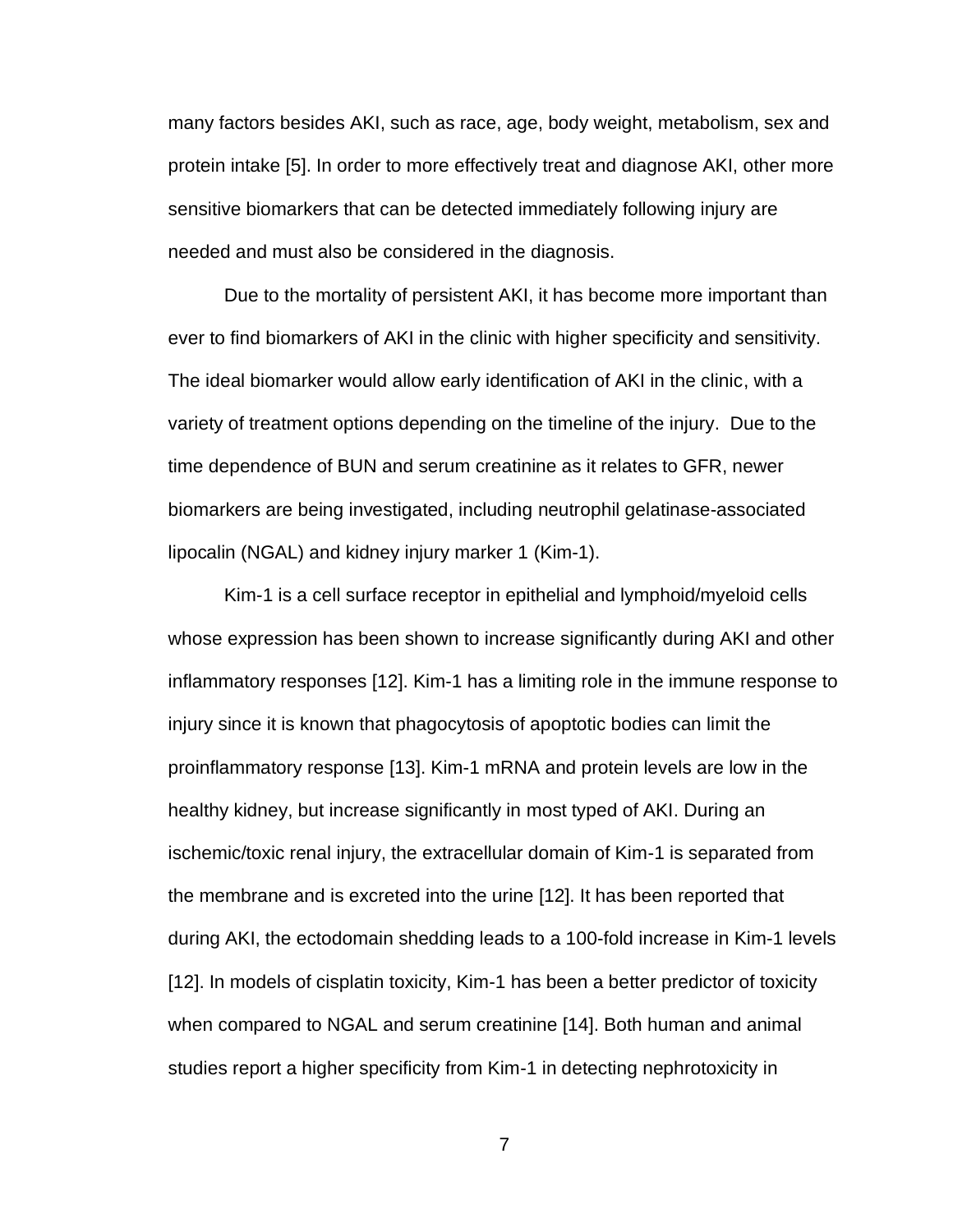many factors besides AKI, such as race, age, body weight, metabolism, sex and protein intake [5]. In order to more effectively treat and diagnose AKI, other more sensitive biomarkers that can be detected immediately following injury are needed and must also be considered in the diagnosis.

Due to the mortality of persistent AKI, it has become more important than ever to find biomarkers of AKI in the clinic with higher specificity and sensitivity. The ideal biomarker would allow early identification of AKI in the clinic, with a variety of treatment options depending on the timeline of the injury. Due to the time dependence of BUN and serum creatinine as it relates to GFR, newer biomarkers are being investigated, including neutrophil gelatinase-associated lipocalin (NGAL) and kidney injury marker 1 (Kim-1).

Kim-1 is a cell surface receptor in epithelial and lymphoid/myeloid cells whose expression has been shown to increase significantly during AKI and other inflammatory responses [12]. Kim-1 has a limiting role in the immune response to injury since it is known that phagocytosis of apoptotic bodies can limit the proinflammatory response [13]. Kim-1 mRNA and protein levels are low in the healthy kidney, but increase significantly in most typed of AKI. During an ischemic/toxic renal injury, the extracellular domain of Kim-1 is separated from the membrane and is excreted into the urine [12]. It has been reported that during AKI, the ectodomain shedding leads to a 100-fold increase in Kim-1 levels [12]. In models of cisplatin toxicity, Kim-1 has been a better predictor of toxicity when compared to NGAL and serum creatinine [14]. Both human and animal studies report a higher specificity from Kim-1 in detecting nephrotoxicity in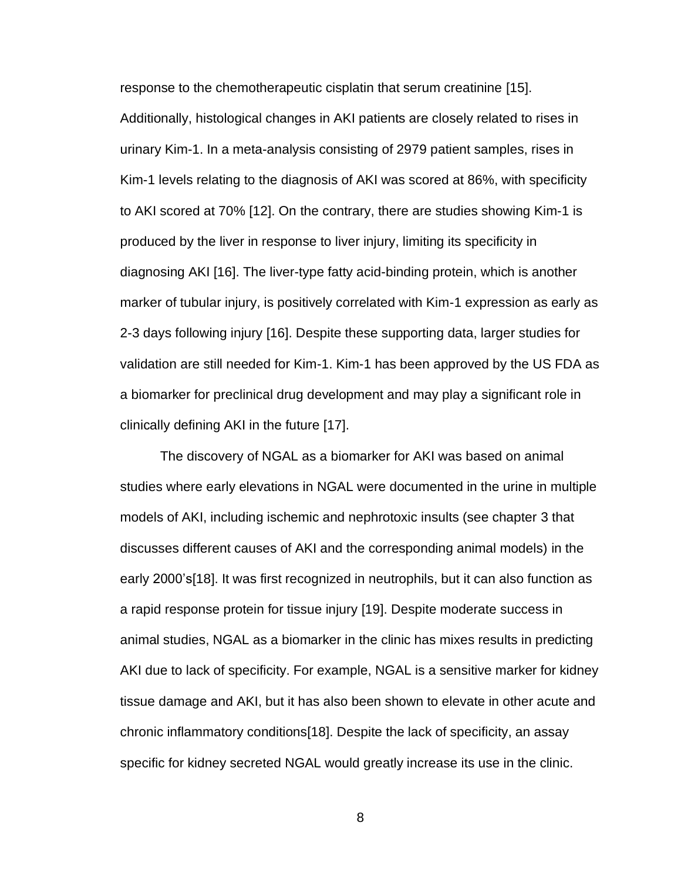response to the chemotherapeutic cisplatin that serum creatinine [15]. Additionally, histological changes in AKI patients are closely related to rises in urinary Kim-1. In a meta-analysis consisting of 2979 patient samples, rises in Kim-1 levels relating to the diagnosis of AKI was scored at 86%, with specificity to AKI scored at 70% [12]. On the contrary, there are studies showing Kim-1 is produced by the liver in response to liver injury, limiting its specificity in diagnosing AKI [16]. The liver-type fatty acid-binding protein, which is another marker of tubular injury, is positively correlated with Kim-1 expression as early as 2-3 days following injury [16]. Despite these supporting data, larger studies for validation are still needed for Kim-1. Kim-1 has been approved by the US FDA as a biomarker for preclinical drug development and may play a significant role in clinically defining AKI in the future [17].

The discovery of NGAL as a biomarker for AKI was based on animal studies where early elevations in NGAL were documented in the urine in multiple models of AKI, including ischemic and nephrotoxic insults (see chapter 3 that discusses different causes of AKI and the corresponding animal models) in the early 2000's[18]. It was first recognized in neutrophils, but it can also function as a rapid response protein for tissue injury [19]. Despite moderate success in animal studies, NGAL as a biomarker in the clinic has mixes results in predicting AKI due to lack of specificity. For example, NGAL is a sensitive marker for kidney tissue damage and AKI, but it has also been shown to elevate in other acute and chronic inflammatory conditions[18]. Despite the lack of specificity, an assay specific for kidney secreted NGAL would greatly increase its use in the clinic.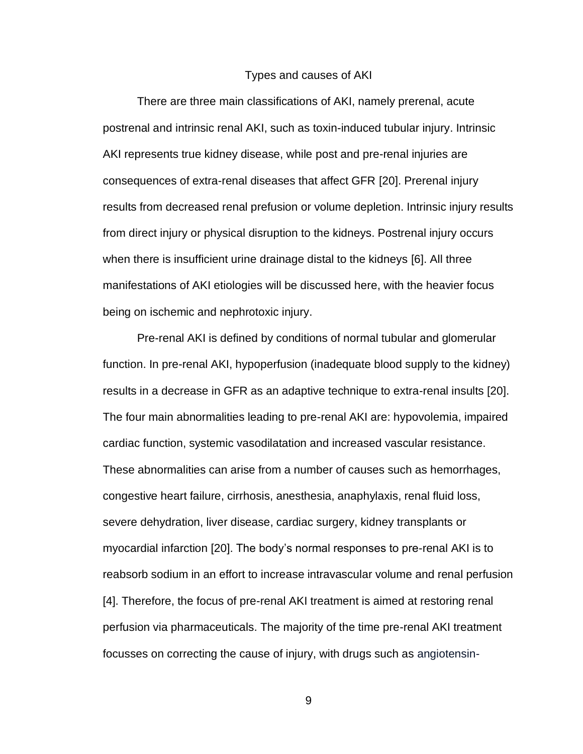## Types and causes of AKI

There are three main classifications of AKI, namely prerenal, acute postrenal and intrinsic renal AKI, such as toxin-induced tubular injury. Intrinsic AKI represents true kidney disease, while post and pre-renal injuries are consequences of extra-renal diseases that affect GFR [20]. Prerenal injury results from decreased renal prefusion or volume depletion. Intrinsic injury results from direct injury or physical disruption to the kidneys. Postrenal injury occurs when there is insufficient urine drainage distal to the kidneys [6]. All three manifestations of AKI etiologies will be discussed here, with the heavier focus being on ischemic and nephrotoxic injury.

Pre-renal AKI is defined by conditions of normal tubular and glomerular function. In pre-renal AKI, hypoperfusion (inadequate blood supply to the kidney) results in a decrease in GFR as an adaptive technique to extra-renal insults [20]. The four main abnormalities leading to pre-renal AKI are: hypovolemia, impaired cardiac function, systemic vasodilatation and increased vascular resistance. These abnormalities can arise from a number of causes such as hemorrhages, congestive heart failure, cirrhosis, anesthesia, anaphylaxis, renal fluid loss, severe dehydration, liver disease, cardiac surgery, kidney transplants or myocardial infarction [20]. The body's normal responses to pre-renal AKI is to reabsorb sodium in an effort to increase intravascular volume and renal perfusion [4]. Therefore, the focus of pre-renal AKI treatment is aimed at restoring renal perfusion via pharmaceuticals. The majority of the time pre-renal AKI treatment focusses on correcting the cause of injury, with drugs such as angiotensin-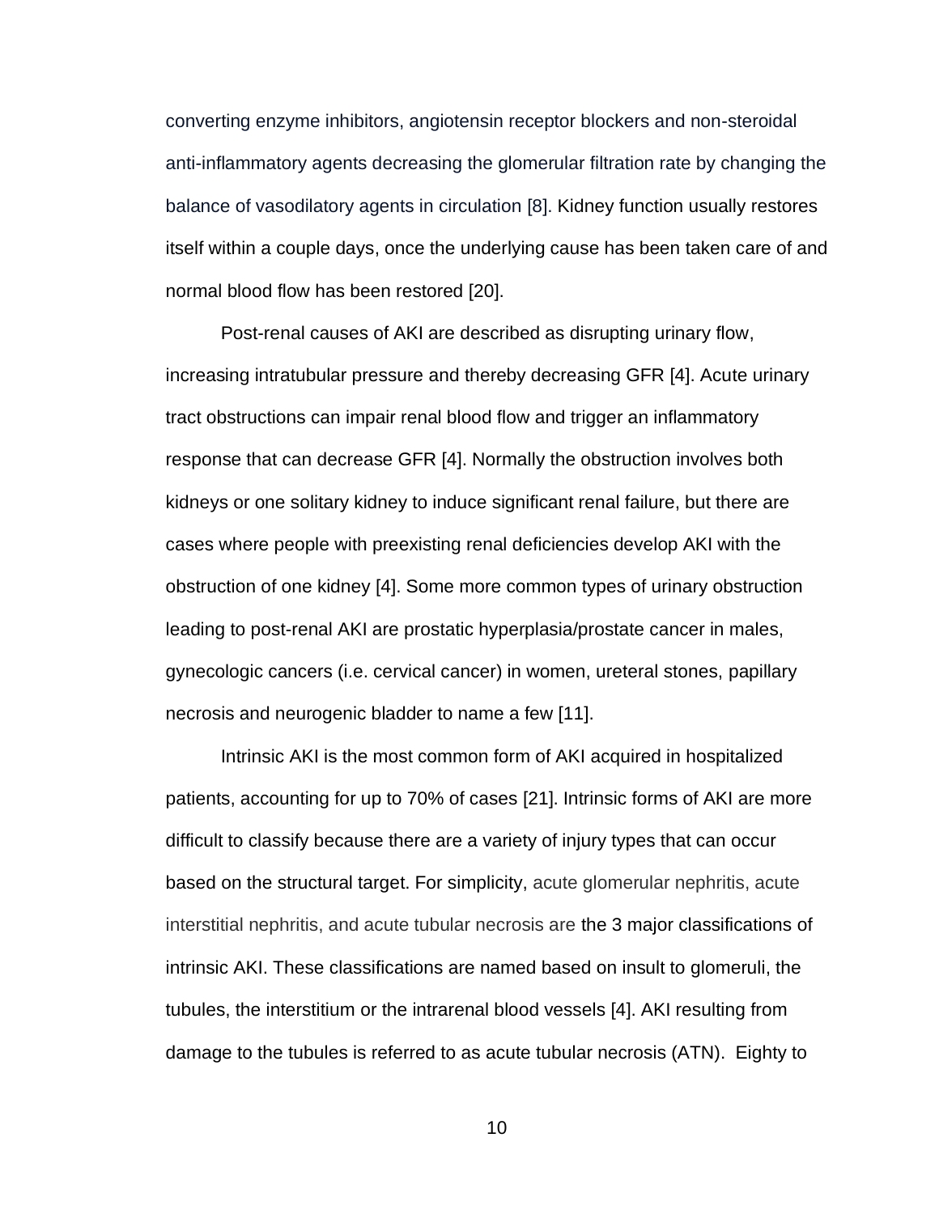converting enzyme inhibitors, angiotensin receptor blockers and non-steroidal anti-inflammatory agents decreasing the glomerular filtration rate by changing the balance of vasodilatory agents in circulation [8]. Kidney function usually restores itself within a couple days, once the underlying cause has been taken care of and normal blood flow has been restored [20].

Post-renal causes of AKI are described as disrupting urinary flow, increasing intratubular pressure and thereby decreasing GFR [4]. Acute urinary tract obstructions can impair renal blood flow and trigger an inflammatory response that can decrease GFR [4]. Normally the obstruction involves both kidneys or one solitary kidney to induce significant renal failure, but there are cases where people with preexisting renal deficiencies develop AKI with the obstruction of one kidney [4]. Some more common types of urinary obstruction leading to post-renal AKI are prostatic hyperplasia/prostate cancer in males, gynecologic cancers (i.e. cervical cancer) in women, ureteral stones, papillary necrosis and neurogenic bladder to name a few [11].

Intrinsic AKI is the most common form of AKI acquired in hospitalized patients, accounting for up to 70% of cases [21]. Intrinsic forms of AKI are more difficult to classify because there are a variety of injury types that can occur based on the structural target. For simplicity, acute glomerular nephritis, acute interstitial nephritis, and acute tubular necrosis are the 3 major classifications of intrinsic AKI. These classifications are named based on insult to glomeruli, the tubules, the interstitium or the intrarenal blood vessels [4]. AKI resulting from damage to the tubules is referred to as acute tubular necrosis (ATN). Eighty to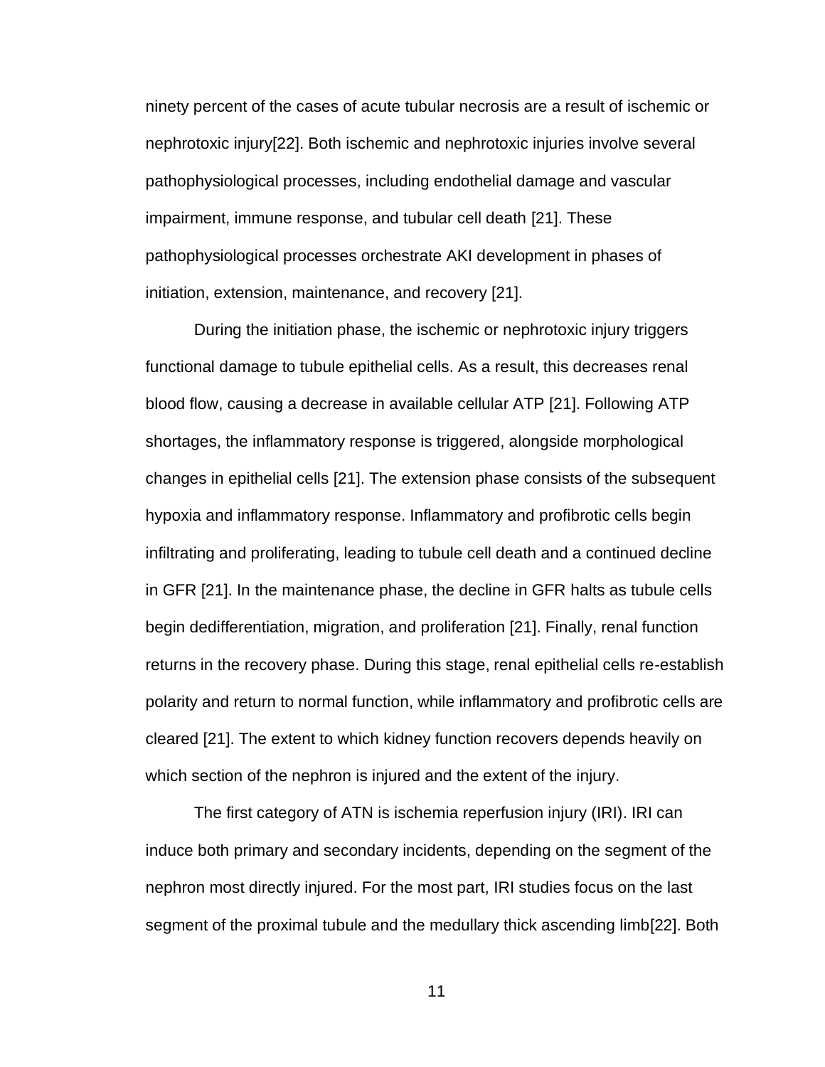ninety percent of the cases of acute tubular necrosis are a result of ischemic or nephrotoxic injury[22]. Both ischemic and nephrotoxic injuries involve several pathophysiological processes, including endothelial damage and vascular impairment, immune response, and tubular cell death [21]. These pathophysiological processes orchestrate AKI development in phases of initiation, extension, maintenance, and recovery [21].

During the initiation phase, the ischemic or nephrotoxic injury triggers functional damage to tubule epithelial cells. As a result, this decreases renal blood flow, causing a decrease in available cellular ATP [21]. Following ATP shortages, the inflammatory response is triggered, alongside morphological changes in epithelial cells [21]. The extension phase consists of the subsequent hypoxia and inflammatory response. Inflammatory and profibrotic cells begin infiltrating and proliferating, leading to tubule cell death and a continued decline in GFR [21]. In the maintenance phase, the decline in GFR halts as tubule cells begin dedifferentiation, migration, and proliferation [21]. Finally, renal function returns in the recovery phase. During this stage, renal epithelial cells re-establish polarity and return to normal function, while inflammatory and profibrotic cells are cleared [21]. The extent to which kidney function recovers depends heavily on which section of the nephron is injured and the extent of the injury.

The first category of ATN is ischemia reperfusion injury (IRI). IRI can induce both primary and secondary incidents, depending on the segment of the nephron most directly injured. For the most part, IRI studies focus on the last segment of the proximal tubule and the medullary thick ascending limb[22]. Both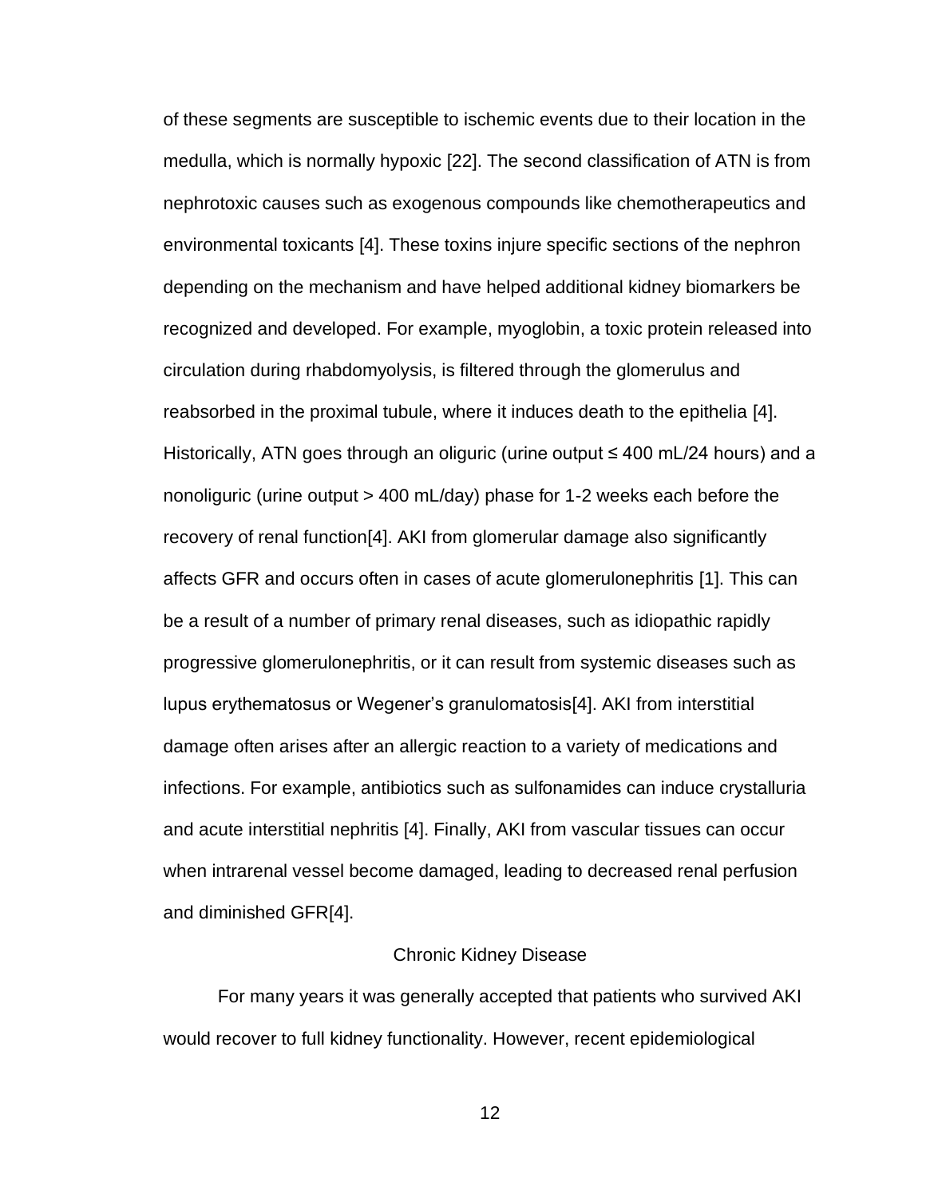of these segments are susceptible to ischemic events due to their location in the medulla, which is normally hypoxic [22]. The second classification of ATN is from nephrotoxic causes such as exogenous compounds like chemotherapeutics and environmental toxicants [4]. These toxins injure specific sections of the nephron depending on the mechanism and have helped additional kidney biomarkers be recognized and developed. For example, myoglobin, a toxic protein released into circulation during rhabdomyolysis, is filtered through the glomerulus and reabsorbed in the proximal tubule, where it induces death to the epithelia [4]. Historically, ATN goes through an oliguric (urine output ≤ 400 mL/24 hours) and a nonoliguric (urine output > 400 mL/day) phase for 1-2 weeks each before the recovery of renal function[4]. AKI from glomerular damage also significantly affects GFR and occurs often in cases of acute glomerulonephritis [1]. This can be a result of a number of primary renal diseases, such as idiopathic rapidly progressive glomerulonephritis, or it can result from systemic diseases such as lupus erythematosus or Wegener's granulomatosis[4]. AKI from interstitial damage often arises after an allergic reaction to a variety of medications and infections. For example, antibiotics such as sulfonamides can induce crystalluria and acute interstitial nephritis [4]. Finally, AKI from vascular tissues can occur when intrarenal vessel become damaged, leading to decreased renal perfusion and diminished GFR[4].

## Chronic Kidney Disease

For many years it was generally accepted that patients who survived AKI would recover to full kidney functionality. However, recent epidemiological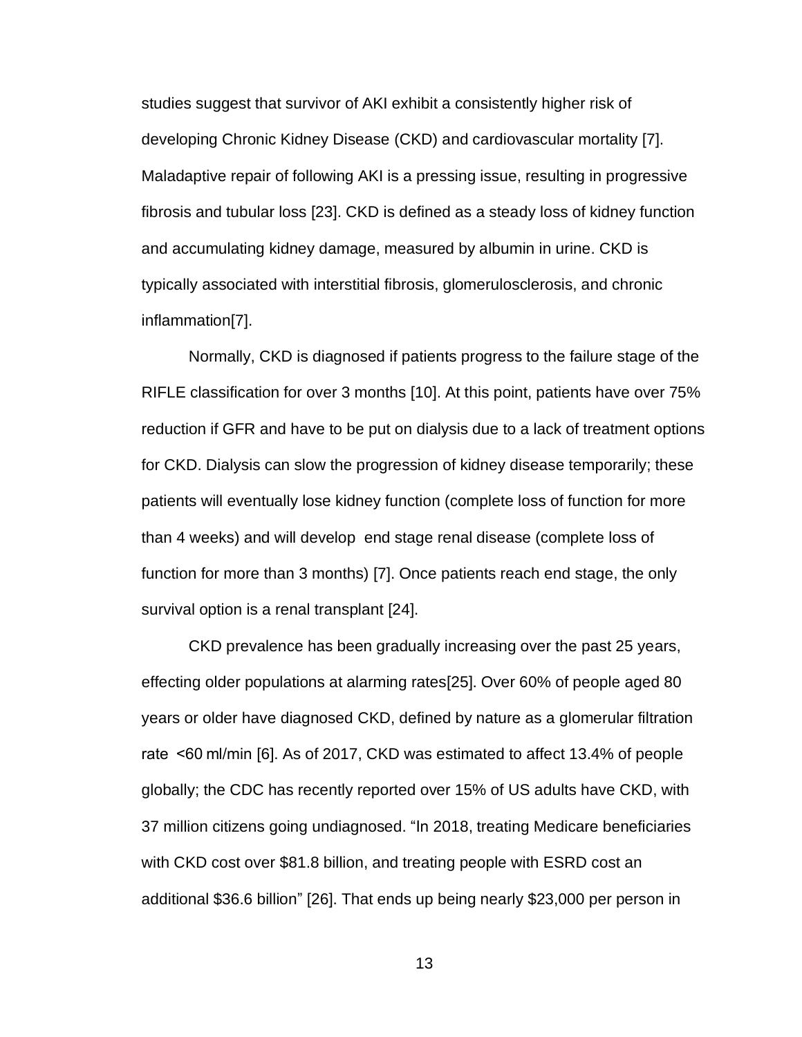studies suggest that survivor of AKI exhibit a consistently higher risk of developing Chronic Kidney Disease (CKD) and cardiovascular mortality [7]. Maladaptive repair of following AKI is a pressing issue, resulting in progressive fibrosis and tubular loss [23]. CKD is defined as a steady loss of kidney function and accumulating kidney damage, measured by albumin in urine. CKD is typically associated with interstitial fibrosis, glomerulosclerosis, and chronic inflammation[7].

Normally, CKD is diagnosed if patients progress to the failure stage of the RIFLE classification for over 3 months [10]. At this point, patients have over 75% reduction if GFR and have to be put on dialysis due to a lack of treatment options for CKD. Dialysis can slow the progression of kidney disease temporarily; these patients will eventually lose kidney function (complete loss of function for more than 4 weeks) and will develop end stage renal disease (complete loss of function for more than 3 months) [7]. Once patients reach end stage, the only survival option is a renal transplant [24].

CKD prevalence has been gradually increasing over the past 25 years, effecting older populations at alarming rates[25]. Over 60% of people aged 80 years or older have diagnosed CKD, defined by nature as a glomerular filtration rate <60 ml/min [6]. As of 2017, CKD was estimated to affect 13.4% of people globally; the CDC has recently reported over 15% of US adults have CKD, with 37 million citizens going undiagnosed. “In 2018, treating Medicare beneficiaries with CKD cost over $81.8 billion, and treating people with ESRD cost an additional $36.6 billion” [26]. That ends up being nearly $23,000 per person in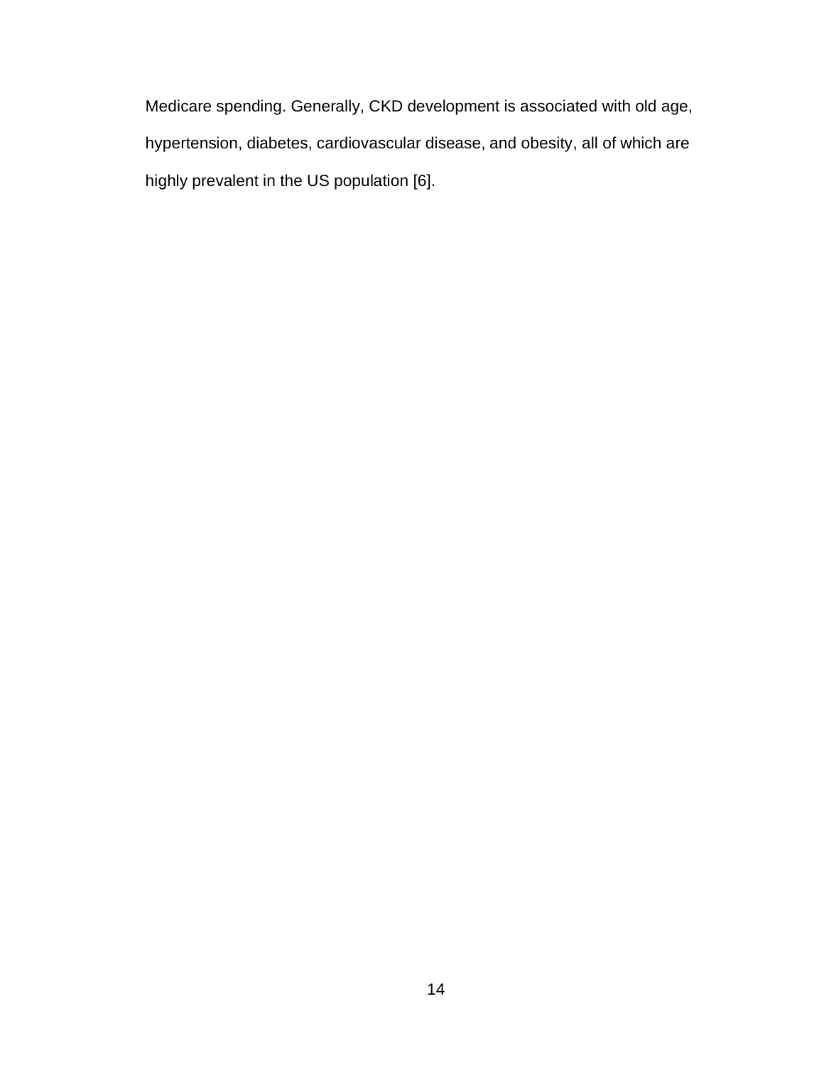Medicare spending. Generally, CKD development is associated with old age, hypertension, diabetes, cardiovascular disease, and obesity, all of which are highly prevalent in the US population [6].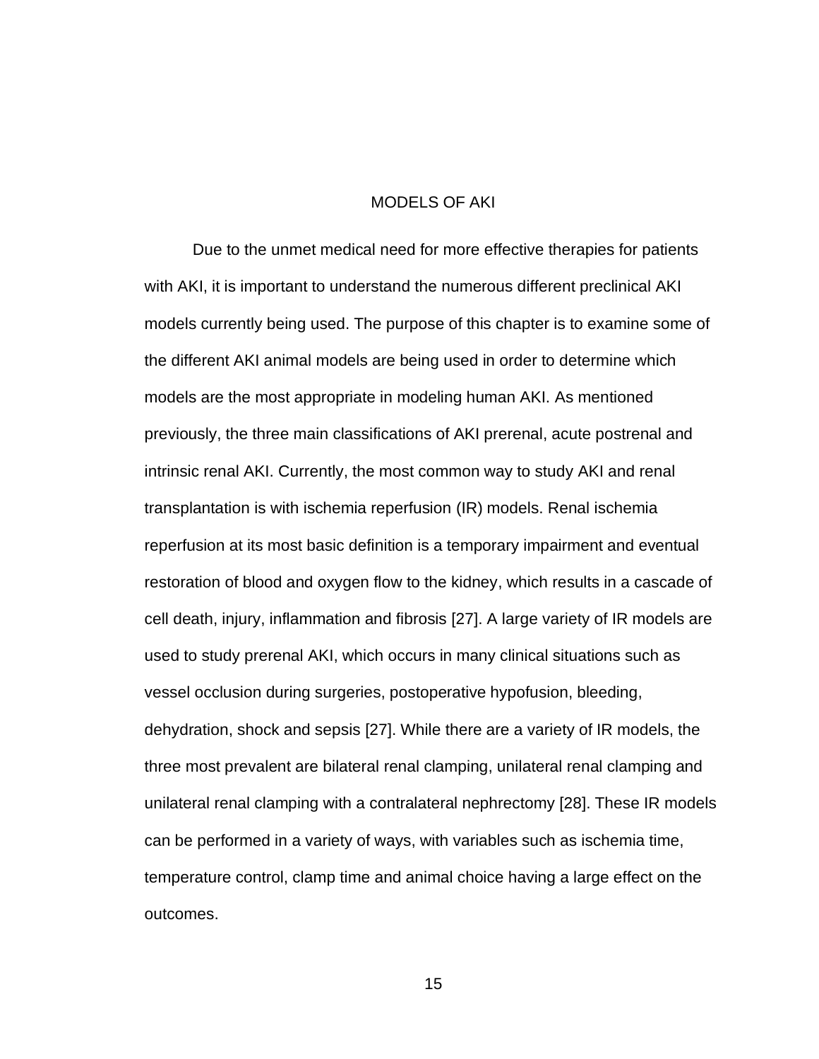# MODELS OF AKI

Due to the unmet medical need for more effective therapies for patients with AKI, it is important to understand the numerous different preclinical AKI models currently being used. The purpose of this chapter is to examine some of the different AKI animal models are being used in order to determine which models are the most appropriate in modeling human AKI. As mentioned previously, the three main classifications of AKI prerenal, acute postrenal and intrinsic renal AKI. Currently, the most common way to study AKI and renal transplantation is with ischemia reperfusion (IR) models. Renal ischemia reperfusion at its most basic definition is a temporary impairment and eventual restoration of blood and oxygen flow to the kidney, which results in a cascade of cell death, injury, inflammation and fibrosis [27]. A large variety of IR models are used to study prerenal AKI, which occurs in many clinical situations such as vessel occlusion during surgeries, postoperative hypofusion, bleeding, dehydration, shock and sepsis [27]. While there are a variety of IR models, the three most prevalent are bilateral renal clamping, unilateral renal clamping and unilateral renal clamping with a contralateral nephrectomy [28]. These IR models can be performed in a variety of ways, with variables such as ischemia time, temperature control, clamp time and animal choice having a large effect on the outcomes.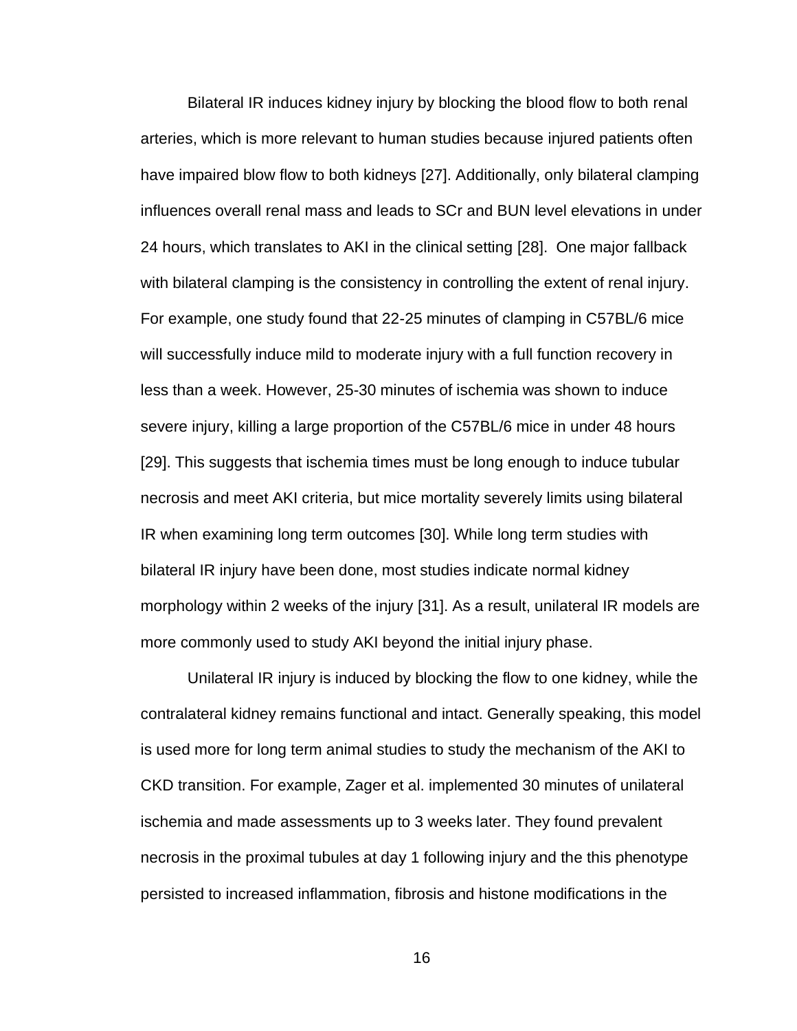Bilateral IR induces kidney injury by blocking the blood flow to both renal arteries, which is more relevant to human studies because injured patients often have impaired blow flow to both kidneys [27]. Additionally, only bilateral clamping influences overall renal mass and leads to SCr and BUN level elevations in under 24 hours, which translates to AKI in the clinical setting [28]. One major fallback with bilateral clamping is the consistency in controlling the extent of renal injury. For example, one study found that 22-25 minutes of clamping in C57BL/6 mice will successfully induce mild to moderate injury with a full function recovery in less than a week. However, 25-30 minutes of ischemia was shown to induce severe injury, killing a large proportion of the C57BL/6 mice in under 48 hours [29]. This suggests that ischemia times must be long enough to induce tubular necrosis and meet AKI criteria, but mice mortality severely limits using bilateral IR when examining long term outcomes [30]. While long term studies with bilateral IR injury have been done, most studies indicate normal kidney morphology within 2 weeks of the injury [31]. As a result, unilateral IR models are more commonly used to study AKI beyond the initial injury phase.

Unilateral IR injury is induced by blocking the flow to one kidney, while the contralateral kidney remains functional and intact. Generally speaking, this model is used more for long term animal studies to study the mechanism of the AKI to CKD transition. For example, Zager et al. implemented 30 minutes of unilateral ischemia and made assessments up to 3 weeks later. They found prevalent necrosis in the proximal tubules at day 1 following injury and the this phenotype persisted to increased inflammation, fibrosis and histone modifications in the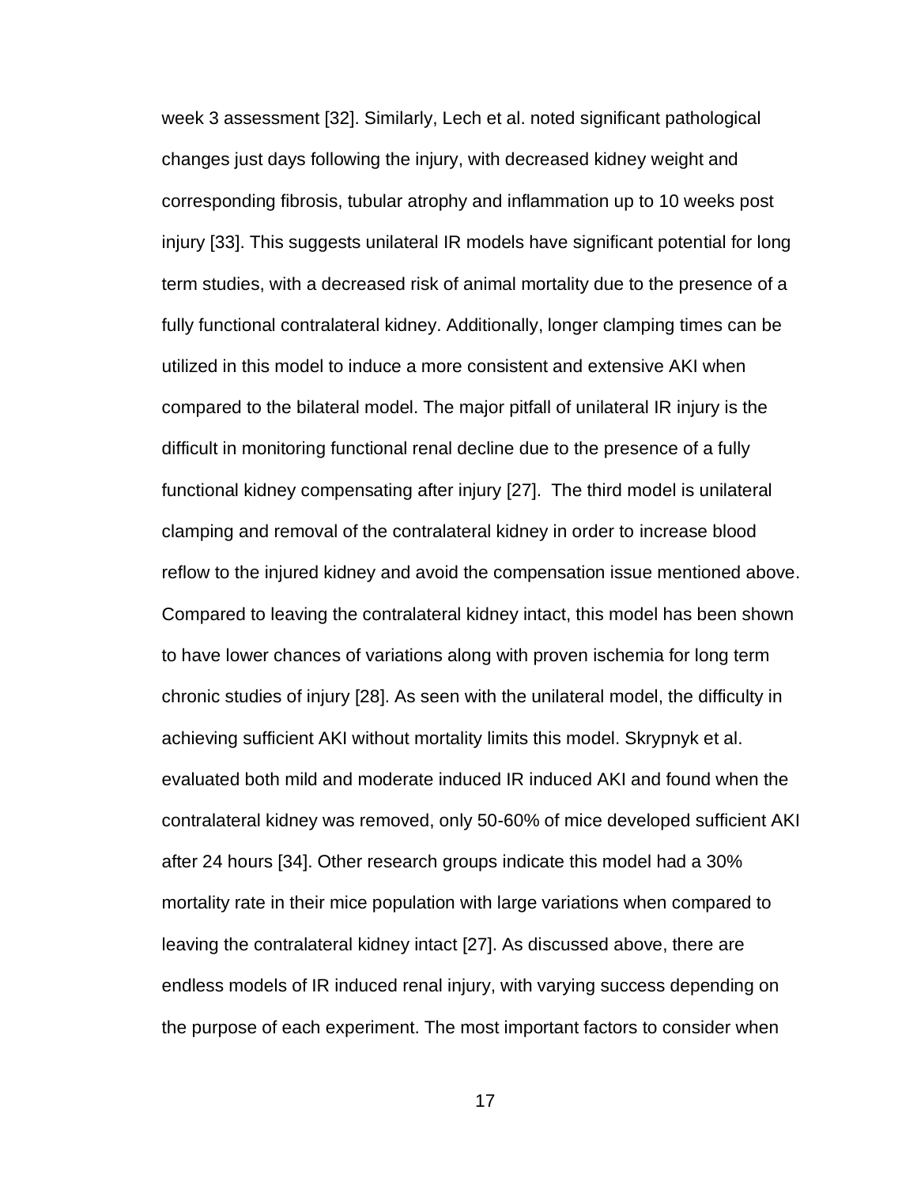week 3 assessment [32]. Similarly, Lech et al. noted significant pathological changes just days following the injury, with decreased kidney weight and corresponding fibrosis, tubular atrophy and inflammation up to 10 weeks post injury [33]. This suggests unilateral IR models have significant potential for long term studies, with a decreased risk of animal mortality due to the presence of a fully functional contralateral kidney. Additionally, longer clamping times can be utilized in this model to induce a more consistent and extensive AKI when compared to the bilateral model. The major pitfall of unilateral IR injury is the difficult in monitoring functional renal decline due to the presence of a fully functional kidney compensating after injury [27]. The third model is unilateral clamping and removal of the contralateral kidney in order to increase blood reflow to the injured kidney and avoid the compensation issue mentioned above. Compared to leaving the contralateral kidney intact, this model has been shown to have lower chances of variations along with proven ischemia for long term chronic studies of injury [28]. As seen with the unilateral model, the difficulty in achieving sufficient AKI without mortality limits this model. Skrypnyk et al. evaluated both mild and moderate induced IR induced AKI and found when the contralateral kidney was removed, only 50-60% of mice developed sufficient AKI after 24 hours [34]. Other research groups indicate this model had a 30% mortality rate in their mice population with large variations when compared to leaving the contralateral kidney intact [27]. As discussed above, there are endless models of IR induced renal injury, with varying success depending on the purpose of each experiment. The most important factors to consider when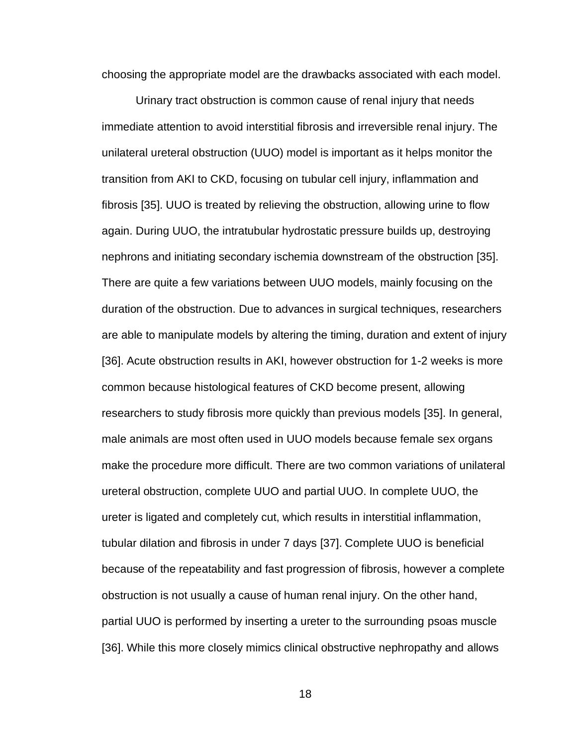choosing the appropriate model are the drawbacks associated with each model.

Urinary tract obstruction is common cause of renal injury that needs immediate attention to avoid interstitial fibrosis and irreversible renal injury. The unilateral ureteral obstruction (UUO) model is important as it helps monitor the transition from AKI to CKD, focusing on tubular cell injury, inflammation and fibrosis [35]. UUO is treated by relieving the obstruction, allowing urine to flow again. During UUO, the intratubular hydrostatic pressure builds up, destroying nephrons and initiating secondary ischemia downstream of the obstruction [35]. There are quite a few variations between UUO models, mainly focusing on the duration of the obstruction. Due to advances in surgical techniques, researchers are able to manipulate models by altering the timing, duration and extent of injury [36]. Acute obstruction results in AKI, however obstruction for 1-2 weeks is more common because histological features of CKD become present, allowing researchers to study fibrosis more quickly than previous models [35]. In general, male animals are most often used in UUO models because female sex organs make the procedure more difficult. There are two common variations of unilateral ureteral obstruction, complete UUO and partial UUO. In complete UUO, the ureter is ligated and completely cut, which results in interstitial inflammation, tubular dilation and fibrosis in under 7 days [37]. Complete UUO is beneficial because of the repeatability and fast progression of fibrosis, however a complete obstruction is not usually a cause of human renal injury. On the other hand, partial UUO is performed by inserting a ureter to the surrounding psoas muscle [36]. While this more closely mimics clinical obstructive nephropathy and allows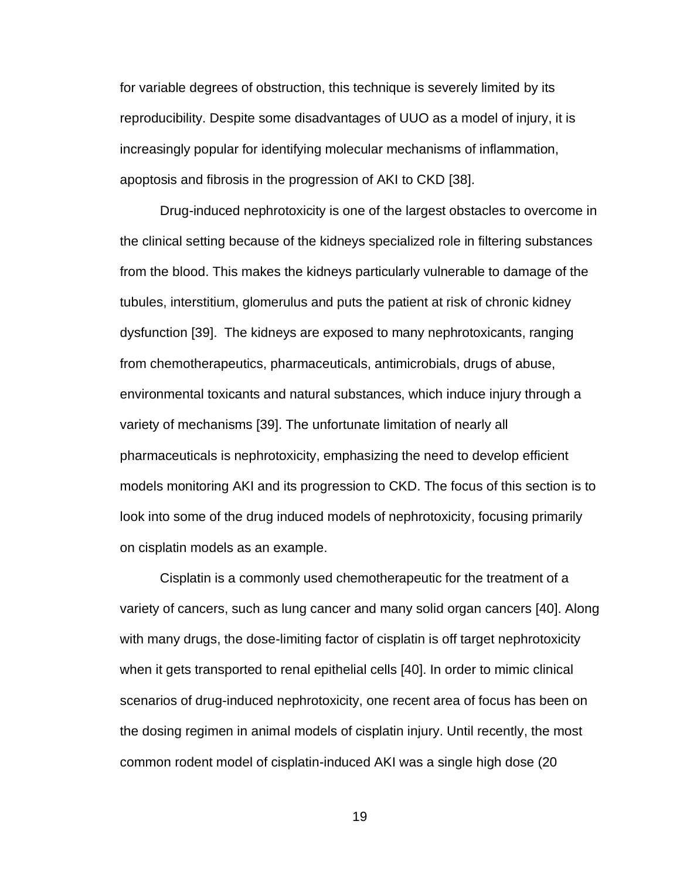for variable degrees of obstruction, this technique is severely limited by its reproducibility. Despite some disadvantages of UUO as a model of injury, it is increasingly popular for identifying molecular mechanisms of inflammation, apoptosis and fibrosis in the progression of AKI to CKD [38].

Drug-induced nephrotoxicity is one of the largest obstacles to overcome in the clinical setting because of the kidneys specialized role in filtering substances from the blood. This makes the kidneys particularly vulnerable to damage of the tubules, interstitium, glomerulus and puts the patient at risk of chronic kidney dysfunction [39]. The kidneys are exposed to many nephrotoxicants, ranging from chemotherapeutics, pharmaceuticals, antimicrobials, drugs of abuse, environmental toxicants and natural substances, which induce injury through a variety of mechanisms [39]. The unfortunate limitation of nearly all pharmaceuticals is nephrotoxicity, emphasizing the need to develop efficient models monitoring AKI and its progression to CKD. The focus of this section is to look into some of the drug induced models of nephrotoxicity, focusing primarily on cisplatin models as an example.

Cisplatin is a commonly used chemotherapeutic for the treatment of a variety of cancers, such as lung cancer and many solid organ cancers [40]. Along with many drugs, the dose-limiting factor of cisplatin is off target nephrotoxicity when it gets transported to renal epithelial cells [40]. In order to mimic clinical scenarios of drug-induced nephrotoxicity, one recent area of focus has been on the dosing regimen in animal models of cisplatin injury. Until recently, the most common rodent model of cisplatin-induced AKI was a single high dose (20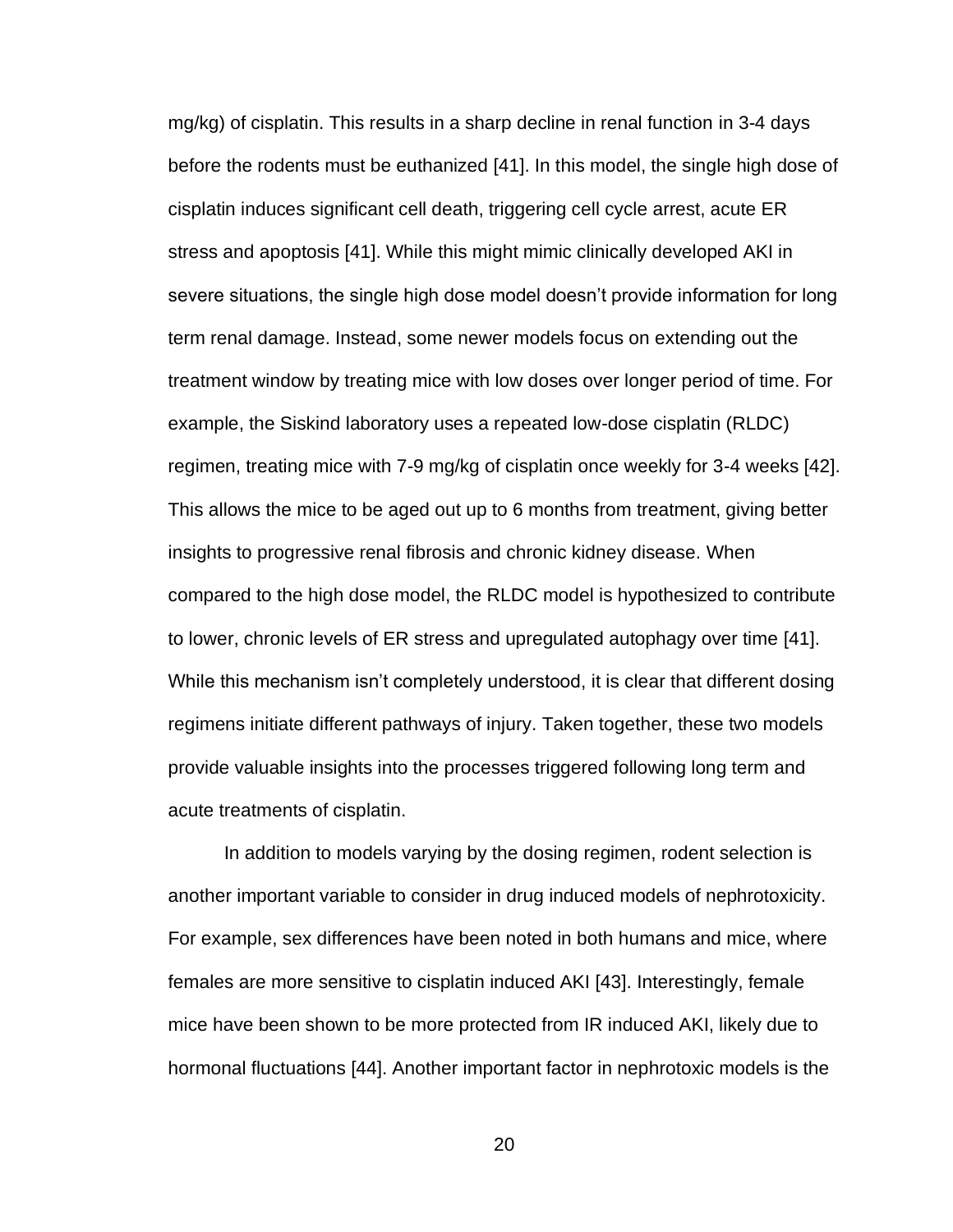mg/kg) of cisplatin. This results in a sharp decline in renal function in 3-4 days before the rodents must be euthanized [41]. In this model, the single high dose of cisplatin induces significant cell death, triggering cell cycle arrest, acute ER stress and apoptosis [41]. While this might mimic clinically developed AKI in severe situations, the single high dose model doesn't provide information for long term renal damage. Instead, some newer models focus on extending out the treatment window by treating mice with low doses over longer period of time. For example, the Siskind laboratory uses a repeated low-dose cisplatin (RLDC) regimen, treating mice with 7-9 mg/kg of cisplatin once weekly for 3-4 weeks [42]. This allows the mice to be aged out up to 6 months from treatment, giving better insights to progressive renal fibrosis and chronic kidney disease. When compared to the high dose model, the RLDC model is hypothesized to contribute to lower, chronic levels of ER stress and upregulated autophagy over time [41]. While this mechanism isn't completely understood, it is clear that different dosing regimens initiate different pathways of injury. Taken together, these two models provide valuable insights into the processes triggered following long term and acute treatments of cisplatin.

In addition to models varying by the dosing regimen, rodent selection is another important variable to consider in drug induced models of nephrotoxicity. For example, sex differences have been noted in both humans and mice, where females are more sensitive to cisplatin induced AKI [43]. Interestingly, female mice have been shown to be more protected from IR induced AKI, likely due to hormonal fluctuations [44]. Another important factor in nephrotoxic models is the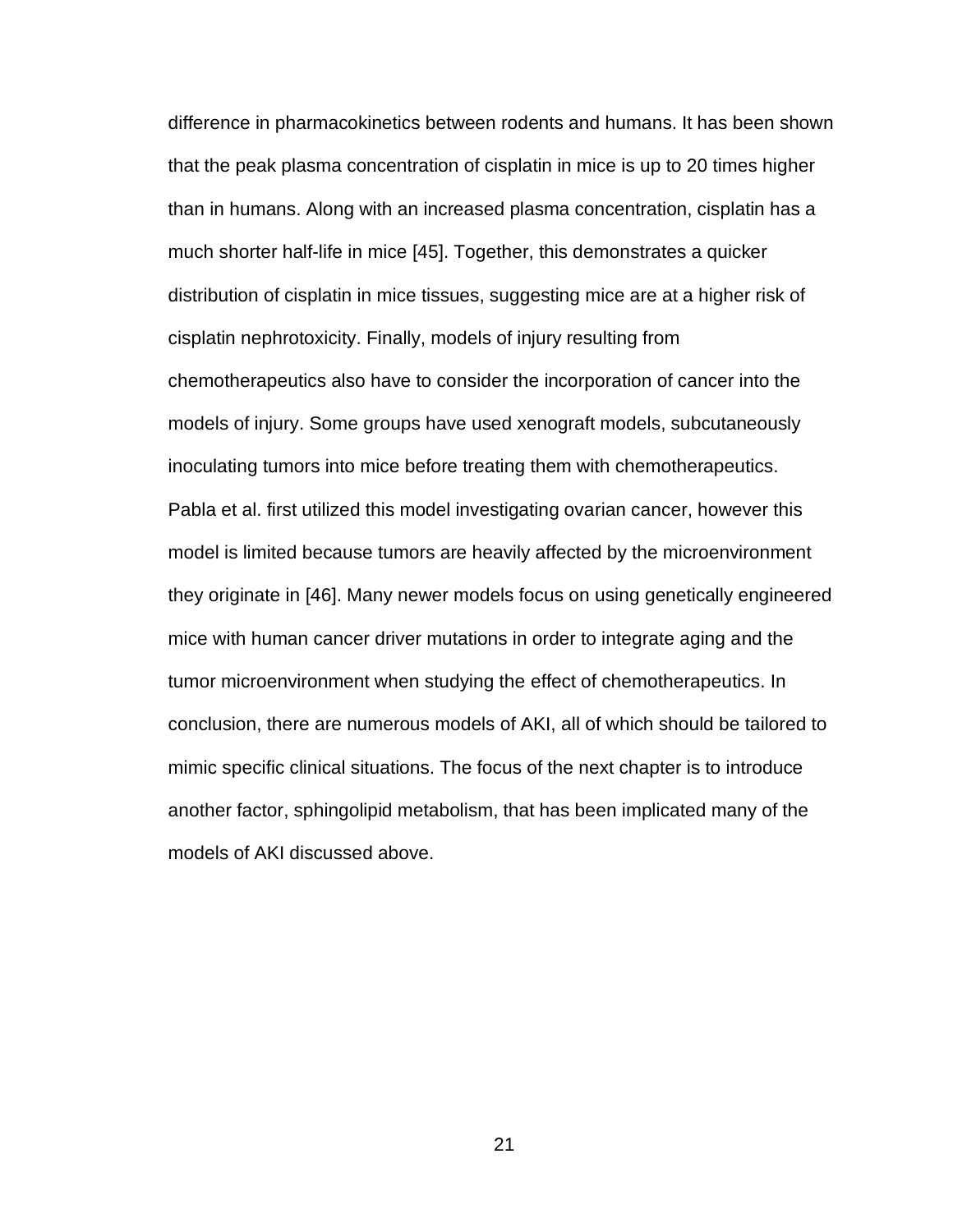difference in pharmacokinetics between rodents and humans. It has been shown that the peak plasma concentration of cisplatin in mice is up to 20 times higher than in humans. Along with an increased plasma concentration, cisplatin has a much shorter half-life in mice [45]. Together, this demonstrates a quicker distribution of cisplatin in mice tissues, suggesting mice are at a higher risk of cisplatin nephrotoxicity. Finally, models of injury resulting from chemotherapeutics also have to consider the incorporation of cancer into the models of injury. Some groups have used xenograft models, subcutaneously inoculating tumors into mice before treating them with chemotherapeutics. Pabla et al. first utilized this model investigating ovarian cancer, however this model is limited because tumors are heavily affected by the microenvironment they originate in [46]. Many newer models focus on using genetically engineered mice with human cancer driver mutations in order to integrate aging and the tumor microenvironment when studying the effect of chemotherapeutics. In conclusion, there are numerous models of AKI, all of which should be tailored to mimic specific clinical situations. The focus of the next chapter is to introduce another factor, sphingolipid metabolism, that has been implicated many of the models of AKI discussed above.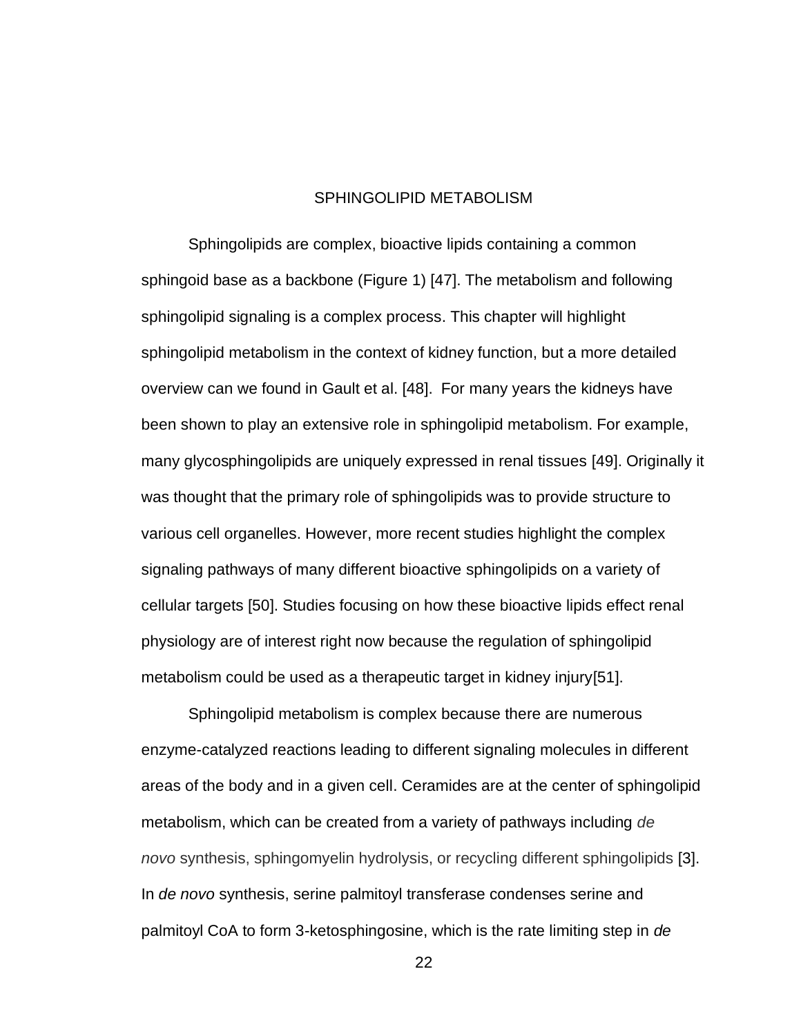# SPHINGOLIPID METABOLISM

Sphingolipids are complex, bioactive lipids containing a common sphingoid base as a backbone (Figure 1) [47]. The metabolism and following sphingolipid signaling is a complex process. This chapter will highlight sphingolipid metabolism in the context of kidney function, but a more detailed overview can we found in Gault et al. [48]. For many years the kidneys have been shown to play an extensive role in sphingolipid metabolism. For example, many glycosphingolipids are uniquely expressed in renal tissues [49]. Originally it was thought that the primary role of sphingolipids was to provide structure to various cell organelles. However, more recent studies highlight the complex signaling pathways of many different bioactive sphingolipids on a variety of cellular targets [50]. Studies focusing on how these bioactive lipids effect renal physiology are of interest right now because the regulation of sphingolipid metabolism could be used as a therapeutic target in kidney injury[51].

Sphingolipid metabolism is complex because there are numerous enzyme-catalyzed reactions leading to different signaling molecules in different areas of the body and in a given cell. Ceramides are at the center of sphingolipid metabolism, which can be created from a variety of pathways including *de novo* synthesis, sphingomyelin hydrolysis, or recycling different sphingolipids [3]. In *de novo* synthesis, serine palmitoyl transferase condenses serine and palmitoyl CoA to form 3-ketosphingosine, which is the rate limiting step in *de*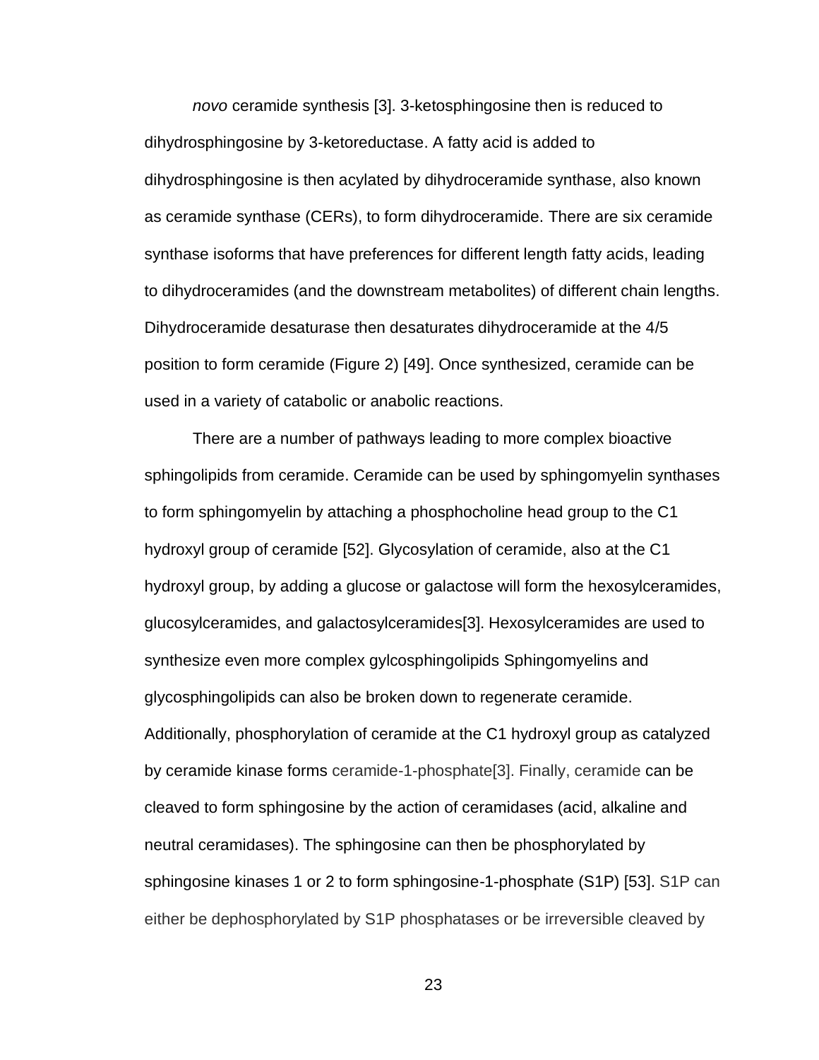*novo* ceramide synthesis [3]. 3-ketosphingosine then is reduced to dihydrosphingosine by 3-ketoreductase. A fatty acid is added to dihydrosphingosine is then acylated by dihydroceramide synthase, also known as ceramide synthase (CERs), to form dihydroceramide. There are six ceramide synthase isoforms that have preferences for different length fatty acids, leading to dihydroceramides (and the downstream metabolites) of different chain lengths. Dihydroceramide desaturase then desaturates dihydroceramide at the 4/5 position to form ceramide (Figure 2) [49]. Once synthesized, ceramide can be used in a variety of catabolic or anabolic reactions.

There are a number of pathways leading to more complex bioactive sphingolipids from ceramide. Ceramide can be used by sphingomyelin synthases to form sphingomyelin by attaching a phosphocholine head group to the C1 hydroxyl group of ceramide [52]. Glycosylation of ceramide, also at the C1 hydroxyl group, by adding a glucose or galactose will form the hexosylceramides, glucosylceramides, and galactosylceramides[3]. Hexosylceramides are used to synthesize even more complex gylcosphingolipids Sphingomyelins and glycosphingolipids can also be broken down to regenerate ceramide. Additionally, phosphorylation of ceramide at the C1 hydroxyl group as catalyzed by ceramide kinase forms ceramide-1-phosphate[3]. Finally, ceramide can be cleaved to form sphingosine by the action of ceramidases (acid, alkaline and neutral ceramidases). The sphingosine can then be phosphorylated by sphingosine kinases 1 or 2 to form sphingosine-1-phosphate (S1P) [53]. S1P can either be dephosphorylated by S1P phosphatases or be irreversible cleaved by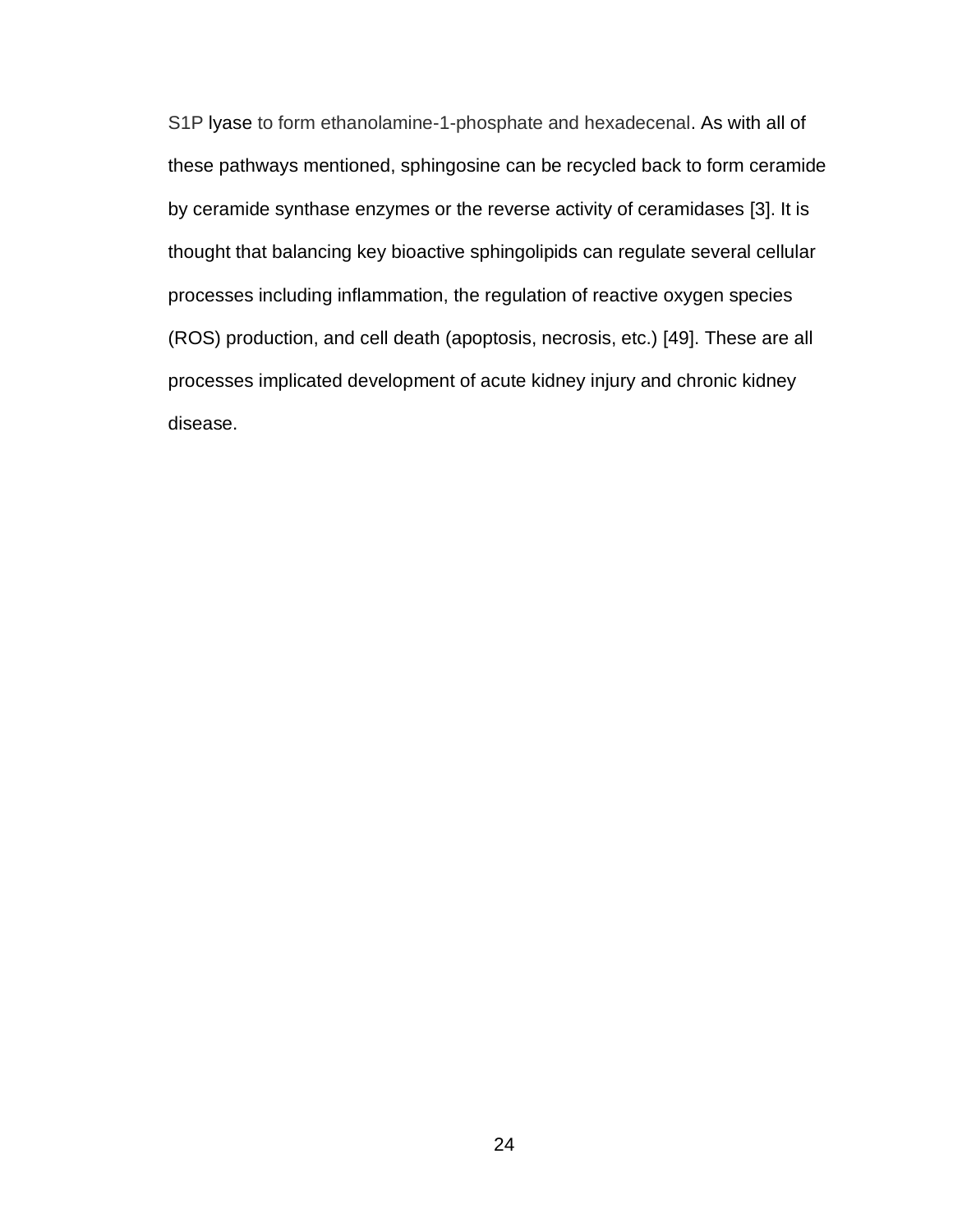S1P lyase to form ethanolamine-1-phosphate and hexadecenal. As with all of these pathways mentioned, sphingosine can be recycled back to form ceramide by ceramide synthase enzymes or the reverse activity of ceramidases [3]. It is thought that balancing key bioactive sphingolipids can regulate several cellular processes including inflammation, the regulation of reactive oxygen species (ROS) production, and cell death (apoptosis, necrosis, etc.) [49]. These are all processes implicated development of acute kidney injury and chronic kidney disease.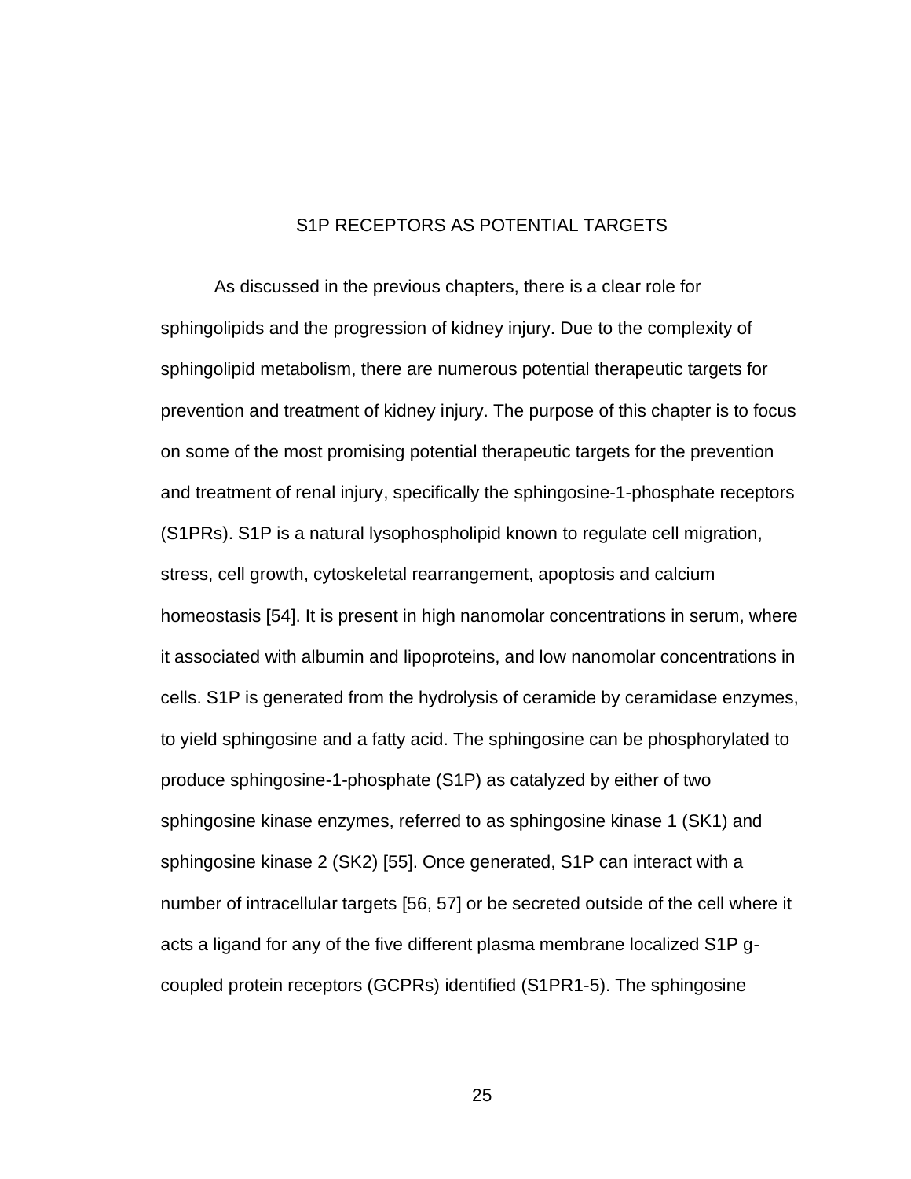# S1P RECEPTORS AS POTENTIAL TARGETS

As discussed in the previous chapters, there is a clear role for sphingolipids and the progression of kidney injury. Due to the complexity of sphingolipid metabolism, there are numerous potential therapeutic targets for prevention and treatment of kidney injury. The purpose of this chapter is to focus on some of the most promising potential therapeutic targets for the prevention and treatment of renal injury, specifically the sphingosine-1-phosphate receptors (S1PRs). S1P is a natural lysophospholipid known to regulate cell migration, stress, cell growth, cytoskeletal rearrangement, apoptosis and calcium homeostasis [54]. It is present in high nanomolar concentrations in serum, where it associated with albumin and lipoproteins, and low nanomolar concentrations in cells. S1P is generated from the hydrolysis of ceramide by ceramidase enzymes, to yield sphingosine and a fatty acid. The sphingosine can be phosphorylated to produce sphingosine-1-phosphate (S1P) as catalyzed by either of two sphingosine kinase enzymes, referred to as sphingosine kinase 1 (SK1) and sphingosine kinase 2 (SK2) [55]. Once generated, S1P can interact with a number of intracellular targets [56, 57] or be secreted outside of the cell where it acts a ligand for any of the five different plasma membrane localized S1P g-coupled protein receptors (GCPRs) identified (S1PR1-5). The sphingosine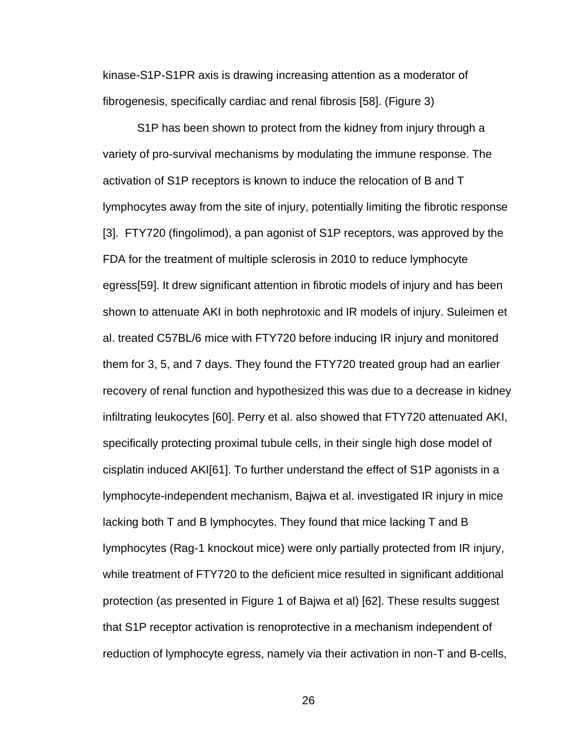kinase-S1P-S1PR axis is drawing increasing attention as a moderator of fibrogenesis, specifically cardiac and renal fibrosis [58]. (Figure 3)

S1P has been shown to protect from the kidney from injury through a variety of pro-survival mechanisms by modulating the immune response. The activation of S1P receptors is known to induce the relocation of B and T lymphocytes away from the site of injury, potentially limiting the fibrotic response [3]. FTY720 (fingolimod), a pan agonist of S1P receptors, was approved by the FDA for the treatment of multiple sclerosis in 2010 to reduce lymphocyte egress[59]. It drew significant attention in fibrotic models of injury and has been shown to attenuate AKI in both nephrotoxic and IR models of injury. Suleimen et al. treated C57BL/6 mice with FTY720 before inducing IR injury and monitored them for 3, 5, and 7 days. They found the FTY720 treated group had an earlier recovery of renal function and hypothesized this was due to a decrease in kidney infiltrating leukocytes [60]. Perry et al. also showed that FTY720 attenuated AKI, specifically protecting proximal tubule cells, in their single high dose model of cisplatin induced AKI[61]. To further understand the effect of S1P agonists in a lymphocyte-independent mechanism, Bajwa et al. investigated IR injury in mice lacking both T and B lymphocytes. They found that mice lacking T and B lymphocytes (Rag-1 knockout mice) were only partially protected from IR injury, while treatment of FTY720 to the deficient mice resulted in significant additional protection (as presented in Figure 1 of Bajwa et al) [62]. These results suggest that S1P receptor activation is renoprotective in a mechanism independent of reduction of lymphocyte egress, namely via their activation in non-T and B-cells,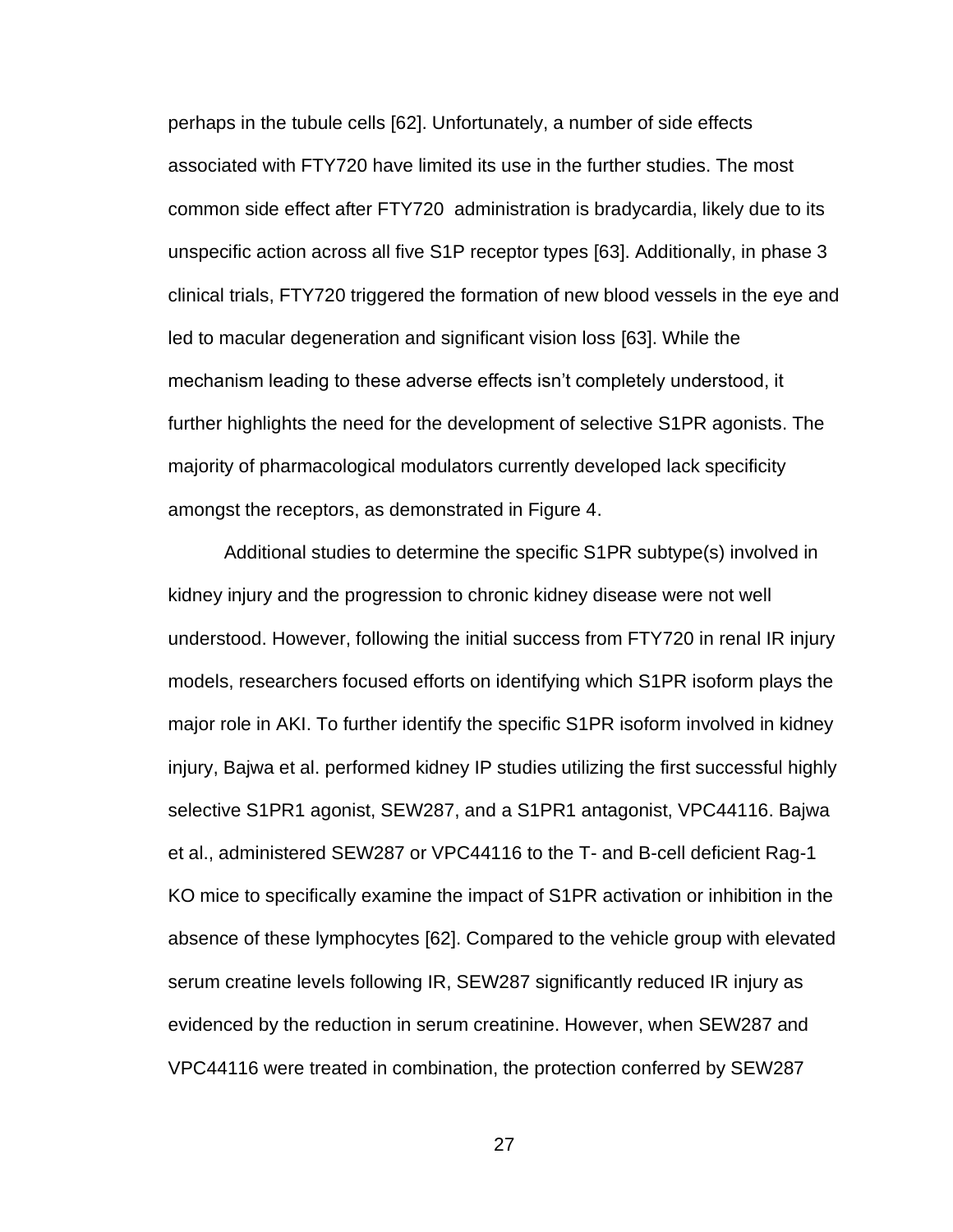perhaps in the tubule cells [62]. Unfortunately, a number of side effects associated with FTY720 have limited its use in the further studies. The most common side effect after FTY720 administration is bradycardia, likely due to its unspecific action across all five S1P receptor types [63]. Additionally, in phase 3 clinical trials, FTY720 triggered the formation of new blood vessels in the eye and led to macular degeneration and significant vision loss [63]. While the mechanism leading to these adverse effects isn't completely understood, it further highlights the need for the development of selective S1PR agonists. The majority of pharmacological modulators currently developed lack specificity amongst the receptors, as demonstrated in Figure 4.

Additional studies to determine the specific S1PR subtype(s) involved in kidney injury and the progression to chronic kidney disease were not well understood. However, following the initial success from FTY720 in renal IR injury models, researchers focused efforts on identifying which S1PR isoform plays the major role in AKI. To further identify the specific S1PR isoform involved in kidney injury, Bajwa et al. performed kidney IP studies utilizing the first successful highly selective S1PR1 agonist, SEW287, and a S1PR1 antagonist, VPC44116. Bajwa et al., administered SEW287 or VPC44116 to the T- and B-cell deficient Rag-1 KO mice to specifically examine the impact of S1PR activation or inhibition in the absence of these lymphocytes [62]. Compared to the vehicle group with elevated serum creatine levels following IR, SEW287 significantly reduced IR injury as evidenced by the reduction in serum creatinine. However, when SEW287 and VPC44116 were treated in combination, the protection conferred by SEW287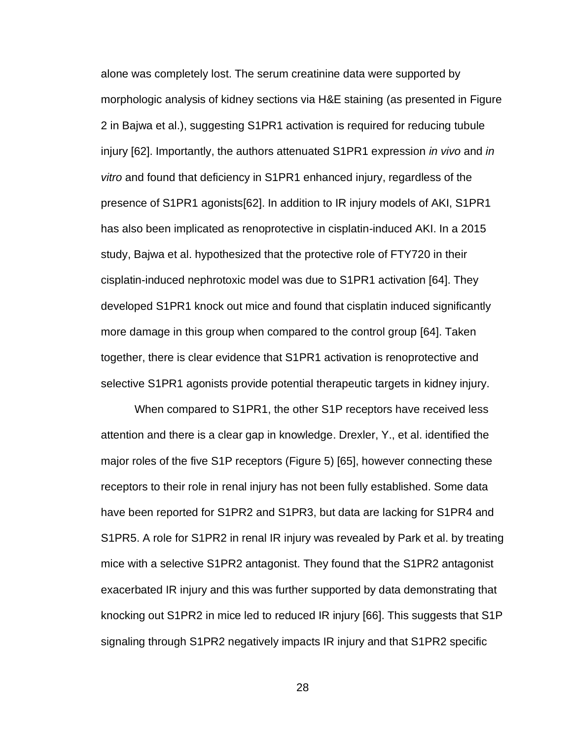alone was completely lost. The serum creatinine data were supported by morphologic analysis of kidney sections via H&E staining (as presented in Figure 2 in Bajwa et al.), suggesting S1PR1 activation is required for reducing tubule injury [62]. Importantly, the authors attenuated S1PR1 expression *in vivo* and *in vitro* and found that deficiency in S1PR1 enhanced injury, regardless of the presence of S1PR1 agonists[62]. In addition to IR injury models of AKI, S1PR1 has also been implicated as renoprotective in cisplatin-induced AKI. In a 2015 study, Bajwa et al. hypothesized that the protective role of FTY720 in their cisplatin-induced nephrotoxic model was due to S1PR1 activation [64]. They developed S1PR1 knock out mice and found that cisplatin induced significantly more damage in this group when compared to the control group [64]. Taken together, there is clear evidence that S1PR1 activation is renoprotective and selective S1PR1 agonists provide potential therapeutic targets in kidney injury.

When compared to S1PR1, the other S1P receptors have received less attention and there is a clear gap in knowledge. Drexler, Y., et al. identified the major roles of the five S1P receptors (Figure 5) [65], however connecting these receptors to their role in renal injury has not been fully established. Some data have been reported for S1PR2 and S1PR3, but data are lacking for S1PR4 and S1PR5. A role for S1PR2 in renal IR injury was revealed by Park et al. by treating mice with a selective S1PR2 antagonist. They found that the S1PR2 antagonist exacerbated IR injury and this was further supported by data demonstrating that knocking out S1PR2 in mice led to reduced IR injury [66]. This suggests that S1P signaling through S1PR2 negatively impacts IR injury and that S1PR2 specific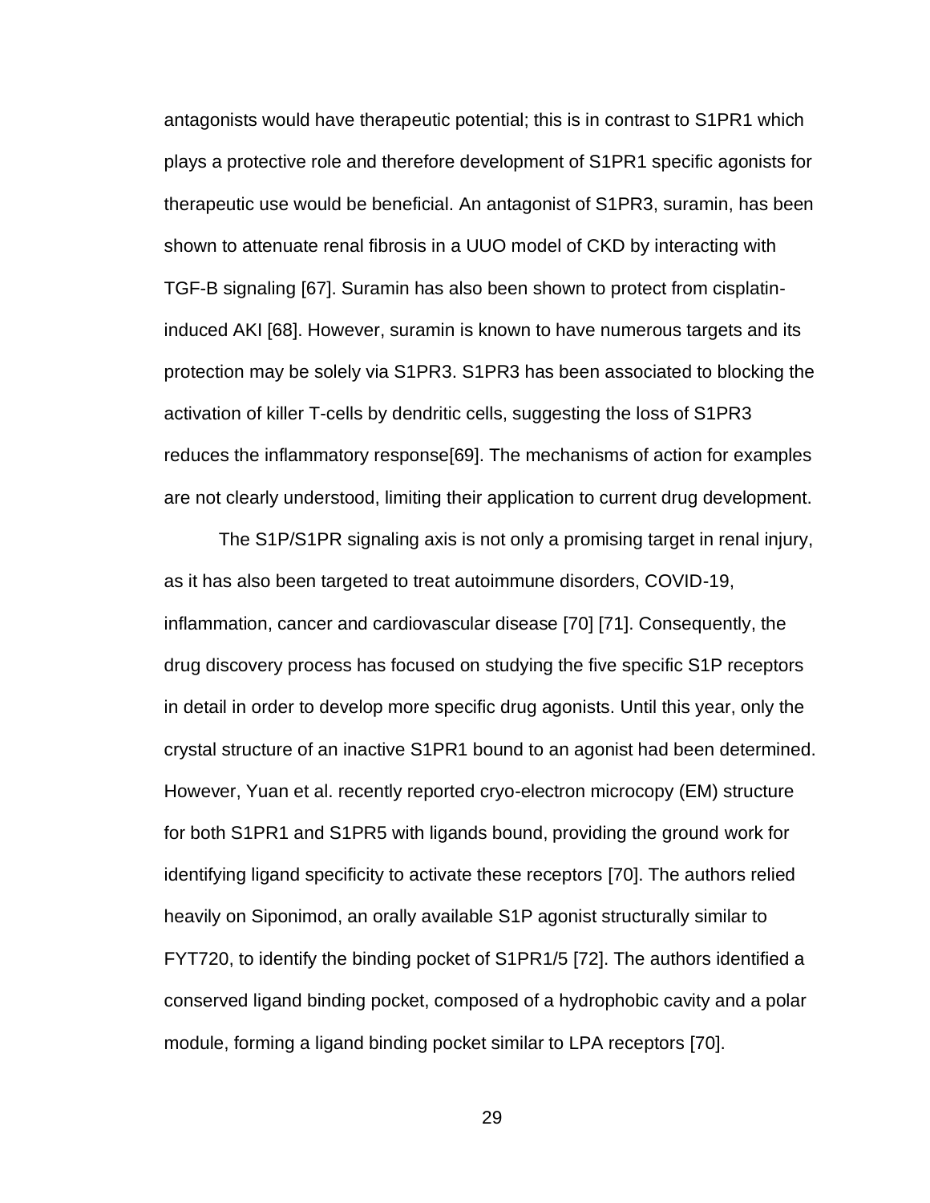antagonists would have therapeutic potential; this is in contrast to S1PR1 which plays a protective role and therefore development of S1PR1 specific agonists for therapeutic use would be beneficial. An antagonist of S1PR3, suramin, has been shown to attenuate renal fibrosis in a UUO model of CKD by interacting with TGF-B signaling [67]. Suramin has also been shown to protect from cisplatin-induced AKI [68]. However, suramin is known to have numerous targets and its protection may be solely via S1PR3. S1PR3 has been associated to blocking the activation of killer T-cells by dendritic cells, suggesting the loss of S1PR3 reduces the inflammatory response[69]. The mechanisms of action for examples are not clearly understood, limiting their application to current drug development.

The S1P/S1PR signaling axis is not only a promising target in renal injury, as it has also been targeted to treat autoimmune disorders, COVID-19, inflammation, cancer and cardiovascular disease [70] [71]. Consequently, the drug discovery process has focused on studying the five specific S1P receptors in detail in order to develop more specific drug agonists. Until this year, only the crystal structure of an inactive S1PR1 bound to an agonist had been determined. However, Yuan et al. recently reported cryo-electron microcopy (EM) structure for both S1PR1 and S1PR5 with ligands bound, providing the ground work for identifying ligand specificity to activate these receptors [70]. The authors relied heavily on Siponimod, an orally available S1P agonist structurally similar to FYT720, to identify the binding pocket of S1PR1/5 [72]. The authors identified a conserved ligand binding pocket, composed of a hydrophobic cavity and a polar module, forming a ligand binding pocket similar to LPA receptors [70].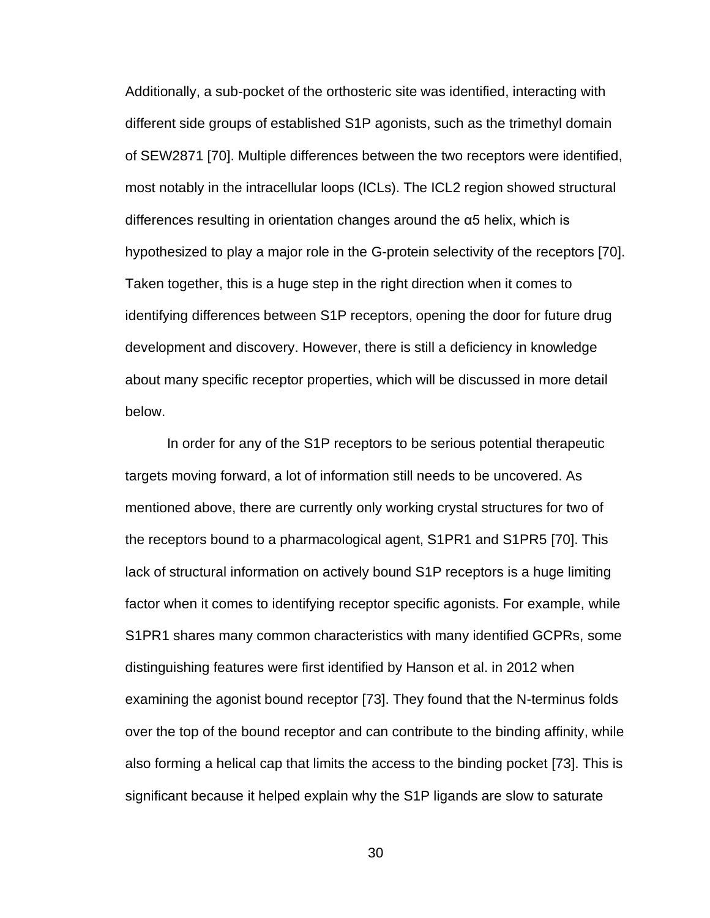Additionally, a sub-pocket of the orthosteric site was identified, interacting with different side groups of established S1P agonists, such as the trimethyl domain of SEW2871 [70]. Multiple differences between the two receptors were identified, most notably in the intracellular loops (ICLs). The ICL2 region showed structural differences resulting in orientation changes around the α5 helix, which is hypothesized to play a major role in the G-protein selectivity of the receptors [70]. Taken together, this is a huge step in the right direction when it comes to identifying differences between S1P receptors, opening the door for future drug development and discovery. However, there is still a deficiency in knowledge about many specific receptor properties, which will be discussed in more detail below.

In order for any of the S1P receptors to be serious potential therapeutic targets moving forward, a lot of information still needs to be uncovered. As mentioned above, there are currently only working crystal structures for two of the receptors bound to a pharmacological agent, S1PR1 and S1PR5 [70]. This lack of structural information on actively bound S1P receptors is a huge limiting factor when it comes to identifying receptor specific agonists. For example, while S1PR1 shares many common characteristics with many identified GCPRs, some distinguishing features were first identified by Hanson et al. in 2012 when examining the agonist bound receptor [73]. They found that the N-terminus folds over the top of the bound receptor and can contribute to the binding affinity, while also forming a helical cap that limits the access to the binding pocket [73]. This is significant because it helped explain why the S1P ligands are slow to saturate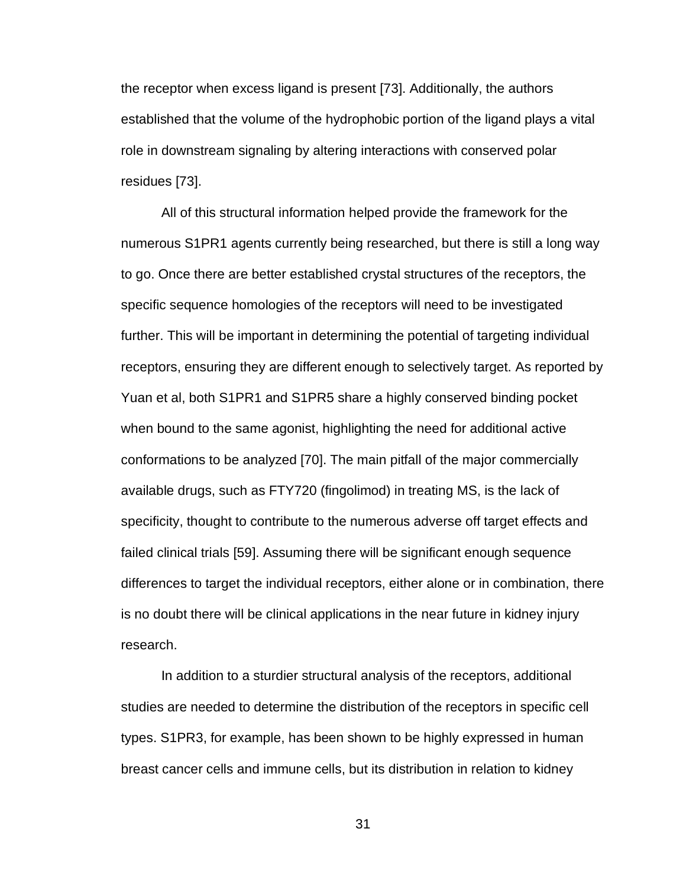the receptor when excess ligand is present [73]. Additionally, the authors established that the volume of the hydrophobic portion of the ligand plays a vital role in downstream signaling by altering interactions with conserved polar residues [73].

All of this structural information helped provide the framework for the numerous S1PR1 agents currently being researched, but there is still a long way to go. Once there are better established crystal structures of the receptors, the specific sequence homologies of the receptors will need to be investigated further. This will be important in determining the potential of targeting individual receptors, ensuring they are different enough to selectively target. As reported by Yuan et al, both S1PR1 and S1PR5 share a highly conserved binding pocket when bound to the same agonist, highlighting the need for additional active conformations to be analyzed [70]. The main pitfall of the major commercially available drugs, such as FTY720 (fingolimod) in treating MS, is the lack of specificity, thought to contribute to the numerous adverse off target effects and failed clinical trials [59]. Assuming there will be significant enough sequence differences to target the individual receptors, either alone or in combination, there is no doubt there will be clinical applications in the near future in kidney injury research.

In addition to a sturdier structural analysis of the receptors, additional studies are needed to determine the distribution of the receptors in specific cell types. S1PR3, for example, has been shown to be highly expressed in human breast cancer cells and immune cells, but its distribution in relation to kidney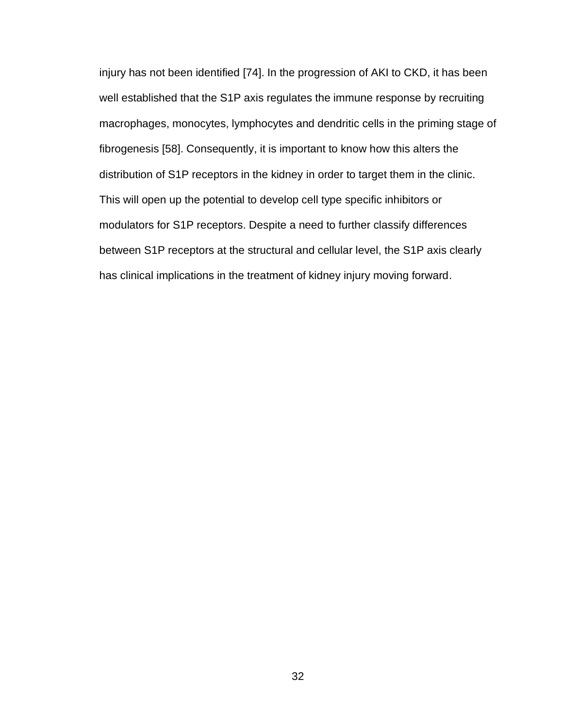injury has not been identified [74]. In the progression of AKI to CKD, it has been well established that the S1P axis regulates the immune response by recruiting macrophages, monocytes, lymphocytes and dendritic cells in the priming stage of fibrogenesis [58]. Consequently, it is important to know how this alters the distribution of S1P receptors in the kidney in order to target them in the clinic. This will open up the potential to develop cell type specific inhibitors or modulators for S1P receptors. Despite a need to further classify differences between S1P receptors at the structural and cellular level, the S1P axis clearly has clinical implications in the treatment of kidney injury moving forward.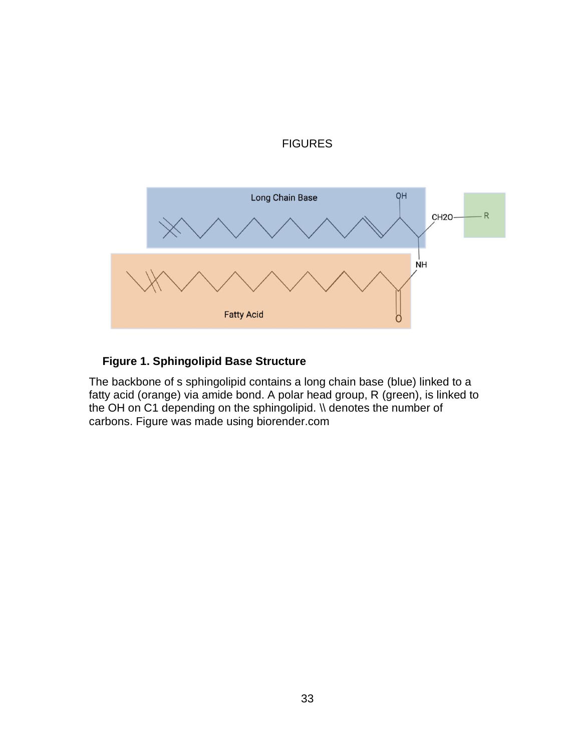FIGURES

**Figure 1. Sphingolipid Base Structure**

The backbone of s sphingolipid contains a long chain base (blue) linked to a fatty acid (orange) via amide bond. A polar head group, R (green), is linked to the OH on C1 depending on the sphingolipid. \\ denotes the number of carbons. Figure was made using biorender.com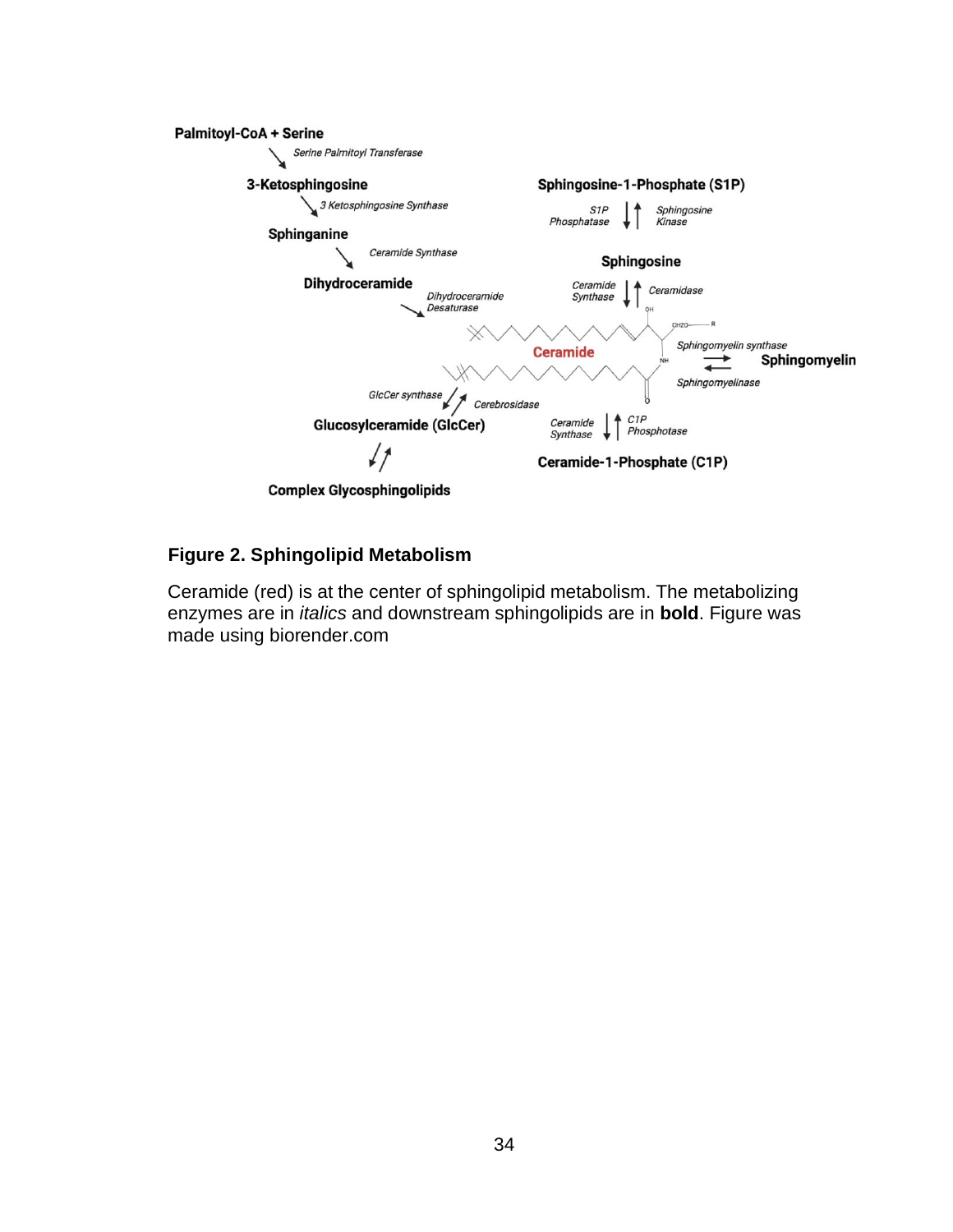**Figure 2. Sphingolipid Metabolism**

Ceramide (red) is at the center of sphingolipid metabolism. The metabolizing enzymes are in *italics* and downstream sphingolipids are in **bold**. Figure was made using biorender.com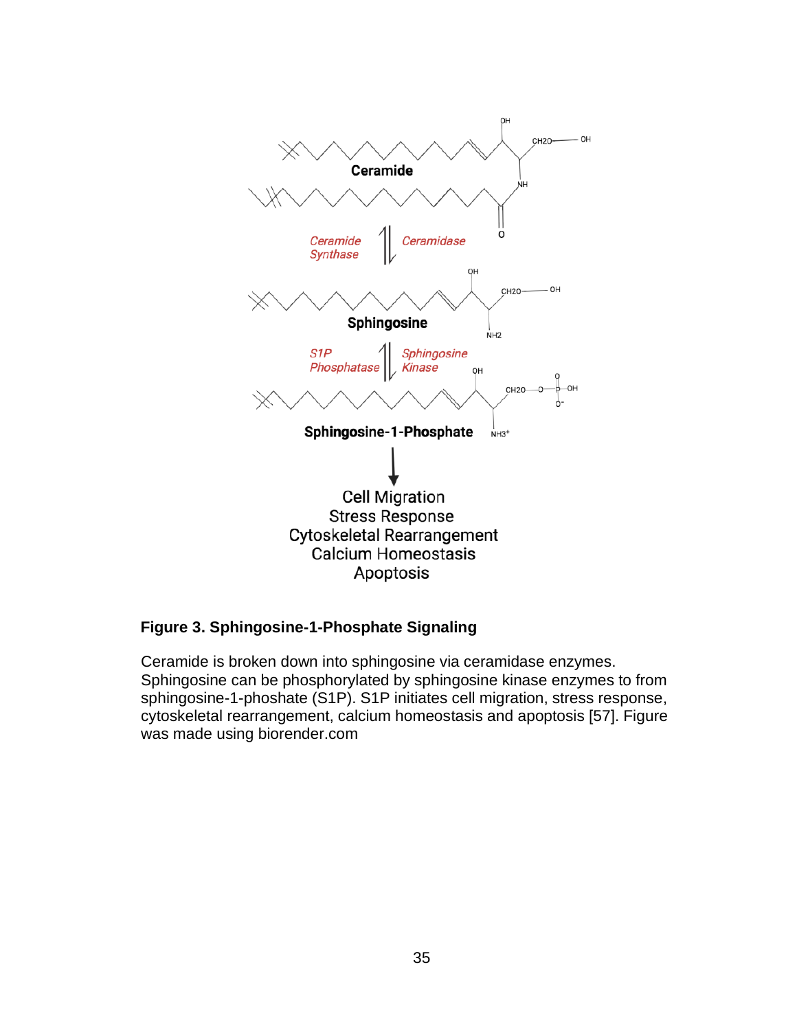**Figure 3. Sphingosine-1-Phosphate Signaling**

Ceramide is broken down into sphingosine via ceramidase enzymes. Sphingosine can be phosphorylated by sphingosine kinase enzymes to from sphingosine-1-phoshate (S1P). S1P initiates cell migration, stress response, cytoskeletal rearrangement, calcium homeostasis and apoptosis [57]. Figure was made using biorender.com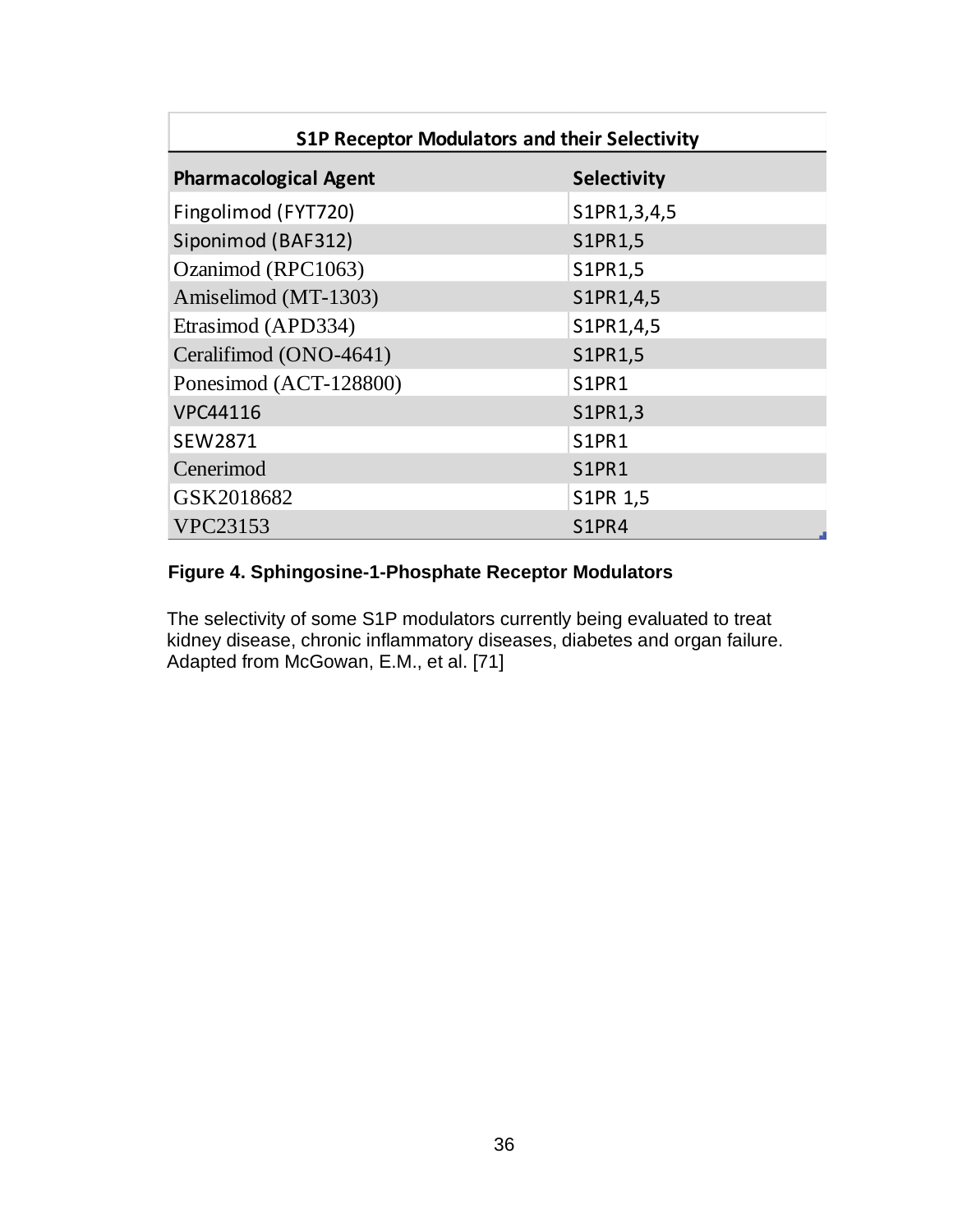| S1P Receptor Modulators and their Selectivity | |
|---|---|
| **Pharmacological Agent** | **Selectivity** |
| Fingolimod (FYT720) | S1PR1,3,4,5 |
| Siponimod (BAF312) | S1PR1,5 |
| Ozanimod (RPC1063) | S1PR1,5 |
| Amiselimod (MT-1303) | S1PR1,4,5 |
| Etrasimod (APD334) | S1PR1,4,5 |
| Ceralifimod (ONO-4641) | S1PR1,5 |
| Ponesimod (ACT-128800) | S1PR1 |
| VPC44116 | S1PR1,3 |
| SEW2871 | S1PR1 |
| Cenerimod | S1PR1 |
| GSK2018682 | S1PR 1,5 |
| VPC23153 | S1PR4 |

**Figure 4. Sphingosine-1-Phosphate Receptor Modulators**

The selectivity of some S1P modulators currently being evaluated to treat kidney disease, chronic inflammatory diseases, diabetes and organ failure. Adapted from McGowan, E.M., et al. [71]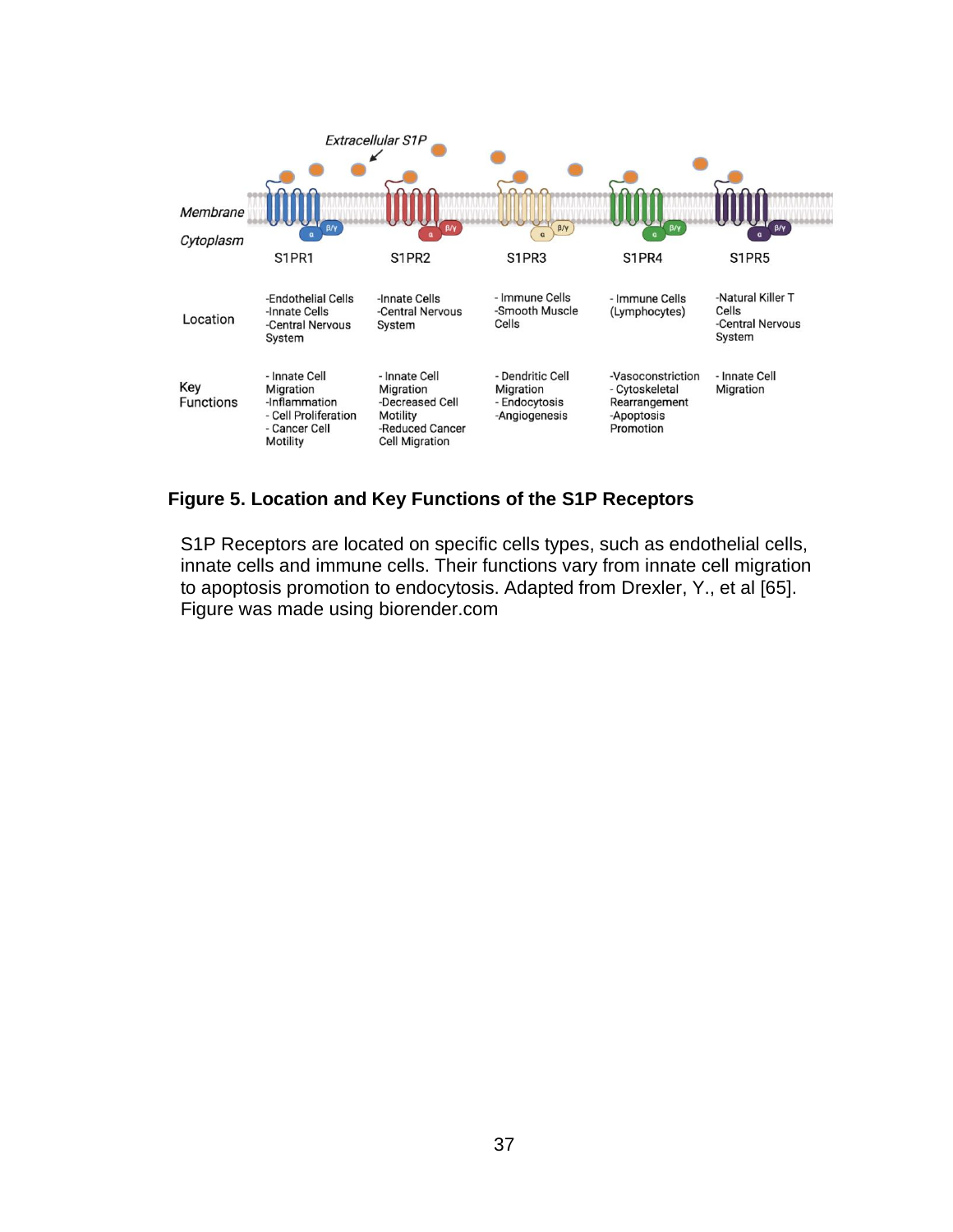*Extracellular S1P*

*Membrane*

*Cytoplasm*

| | S1PR1 | S1PR2 | S1PR3 | S1PR4 | S1PR5 |
|---|---|---|---|---|---|
| Location | -Endothelial Cells<br>-Innate Cells<br>-Central Nervous System | -Innate Cells<br>-Central Nervous System | - Immune Cells<br>-Smooth Muscle Cells | - Immune Cells (Lymphocytes) | -Natural Killer T Cells<br>-Central Nervous System |
| Key Functions | - Innate Cell Migration<br>-Inflammation<br>- Cell Proliferation<br>- Cancer Cell Motility | - Innate Cell Migration<br>-Decreased Cell Motility<br>-Reduced Cancer Cell Migration | - Dendritic Cell Migration<br>- Endocytosis<br>-Angiogenesis | -Vasoconstriction<br>- Cytoskeletal Rearrangement<br>-Apoptosis Promotion | - Innate Cell Migration |

**Figure 5. Location and Key Functions of the S1P Receptors**

S1P Receptors are located on specific cells types, such as endothelial cells, innate cells and immune cells. Their functions vary from innate cell migration to apoptosis promotion to endocytosis. Adapted from Drexler, Y., et al [65]. Figure was made using biorender.com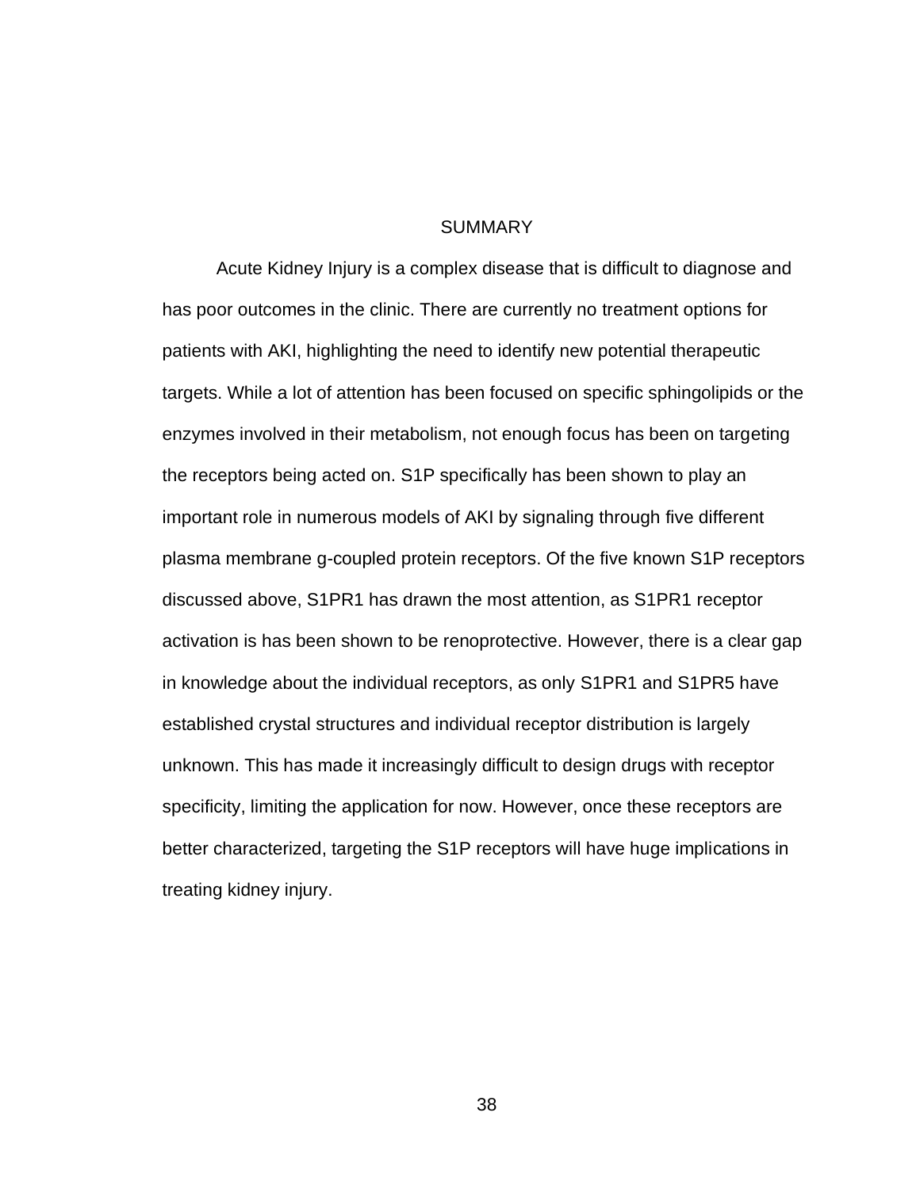# SUMMARY

Acute Kidney Injury is a complex disease that is difficult to diagnose and has poor outcomes in the clinic. There are currently no treatment options for patients with AKI, highlighting the need to identify new potential therapeutic targets. While a lot of attention has been focused on specific sphingolipids or the enzymes involved in their metabolism, not enough focus has been on targeting the receptors being acted on. S1P specifically has been shown to play an important role in numerous models of AKI by signaling through five different plasma membrane g-coupled protein receptors. Of the five known S1P receptors discussed above, S1PR1 has drawn the most attention, as S1PR1 receptor activation is has been shown to be renoprotective. However, there is a clear gap in knowledge about the individual receptors, as only S1PR1 and S1PR5 have established crystal structures and individual receptor distribution is largely unknown. This has made it increasingly difficult to design drugs with receptor specificity, limiting the application for now. However, once these receptors are better characterized, targeting the S1P receptors will have huge implications in treating kidney injury.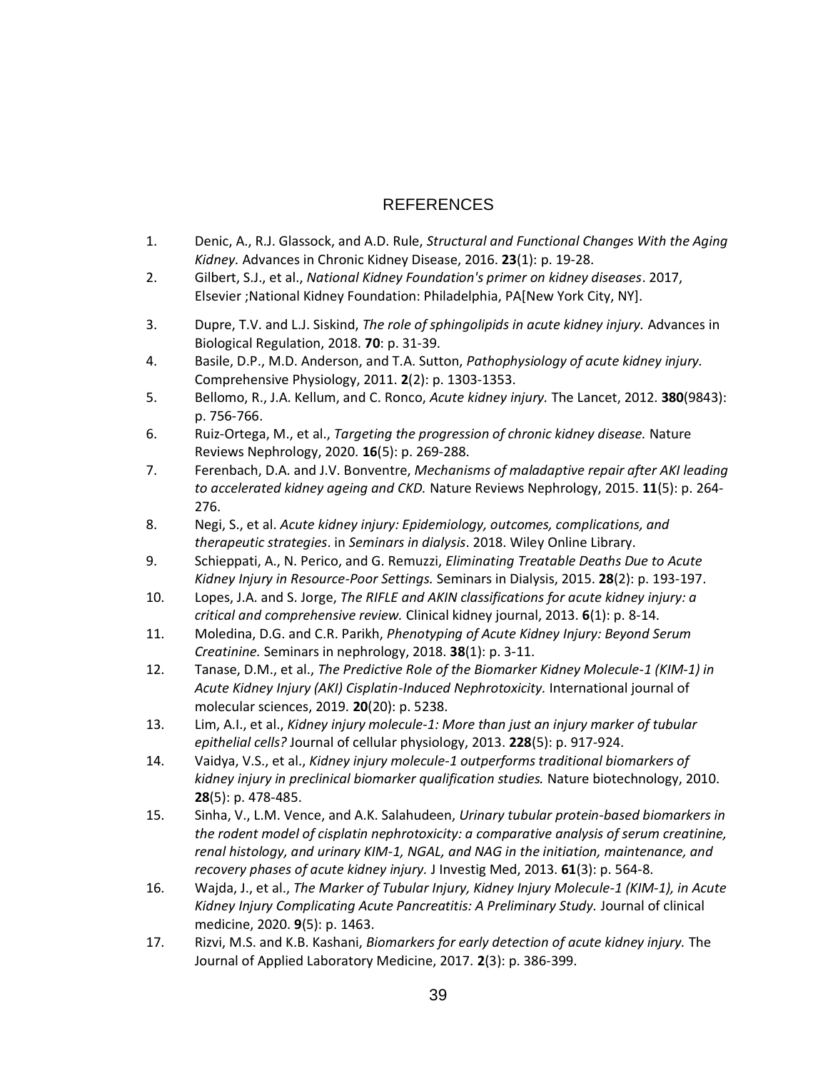# REFERENCES

1. Denic, A., R.J. Glassock, and A.D. Rule, *Structural and Functional Changes With the Aging Kidney.* Advances in Chronic Kidney Disease, 2016. **23**(1): p. 19-28.
2. Gilbert, S.J., et al., *National Kidney Foundation's primer on kidney diseases*. 2017, Elsevier ;National Kidney Foundation: Philadelphia, PA[New York City, NY].
3. Dupre, T.V. and L.J. Siskind, *The role of sphingolipids in acute kidney injury.* Advances in Biological Regulation, 2018. **70**: p. 31-39.
4. Basile, D.P., M.D. Anderson, and T.A. Sutton, *Pathophysiology of acute kidney injury.* Comprehensive Physiology, 2011. **2**(2): p. 1303-1353.
5. Bellomo, R., J.A. Kellum, and C. Ronco, *Acute kidney injury.* The Lancet, 2012. **380**(9843): p. 756-766.
6. Ruiz-Ortega, M., et al., *Targeting the progression of chronic kidney disease.* Nature Reviews Nephrology, 2020. **16**(5): p. 269-288.
7. Ferenbach, D.A. and J.V. Bonventre, *Mechanisms of maladaptive repair after AKI leading to accelerated kidney ageing and CKD.* Nature Reviews Nephrology, 2015. **11**(5): p. 264-276.
8. Negi, S., et al. *Acute kidney injury: Epidemiology, outcomes, complications, and therapeutic strategies*. in *Seminars in dialysis*. 2018. Wiley Online Library.
9. Schieppati, A., N. Perico, and G. Remuzzi, *Eliminating Treatable Deaths Due to Acute Kidney Injury in Resource-Poor Settings.* Seminars in Dialysis, 2015. **28**(2): p. 193-197.
10. Lopes, J.A. and S. Jorge, *The RIFLE and AKIN classifications for acute kidney injury: a critical and comprehensive review.* Clinical kidney journal, 2013. **6**(1): p. 8-14.
11. Moledina, D.G. and C.R. Parikh, *Phenotyping of Acute Kidney Injury: Beyond Serum Creatinine.* Seminars in nephrology, 2018. **38**(1): p. 3-11.
12. Tanase, D.M., et al., *The Predictive Role of the Biomarker Kidney Molecule-1 (KIM-1) in Acute Kidney Injury (AKI) Cisplatin-Induced Nephrotoxicity.* International journal of molecular sciences, 2019. **20**(20): p. 5238.
13. Lim, A.I., et al., *Kidney injury molecule-1: More than just an injury marker of tubular epithelial cells?* Journal of cellular physiology, 2013. **228**(5): p. 917-924.
14. Vaidya, V.S., et al., *Kidney injury molecule-1 outperforms traditional biomarkers of kidney injury in preclinical biomarker qualification studies.* Nature biotechnology, 2010. **28**(5): p. 478-485.
15. Sinha, V., L.M. Vence, and A.K. Salahudeen, *Urinary tubular protein-based biomarkers in the rodent model of cisplatin nephrotoxicity: a comparative analysis of serum creatinine, renal histology, and urinary KIM-1, NGAL, and NAG in the initiation, maintenance, and recovery phases of acute kidney injury.* J Investig Med, 2013. **61**(3): p. 564-8.
16. Wajda, J., et al., *The Marker of Tubular Injury, Kidney Injury Molecule-1 (KIM-1), in Acute Kidney Injury Complicating Acute Pancreatitis: A Preliminary Study.* Journal of clinical medicine, 2020. **9**(5): p. 1463.
17. Rizvi, M.S. and K.B. Kashani, *Biomarkers for early detection of acute kidney injury.* The Journal of Applied Laboratory Medicine, 2017. **2**(3): p. 386-399.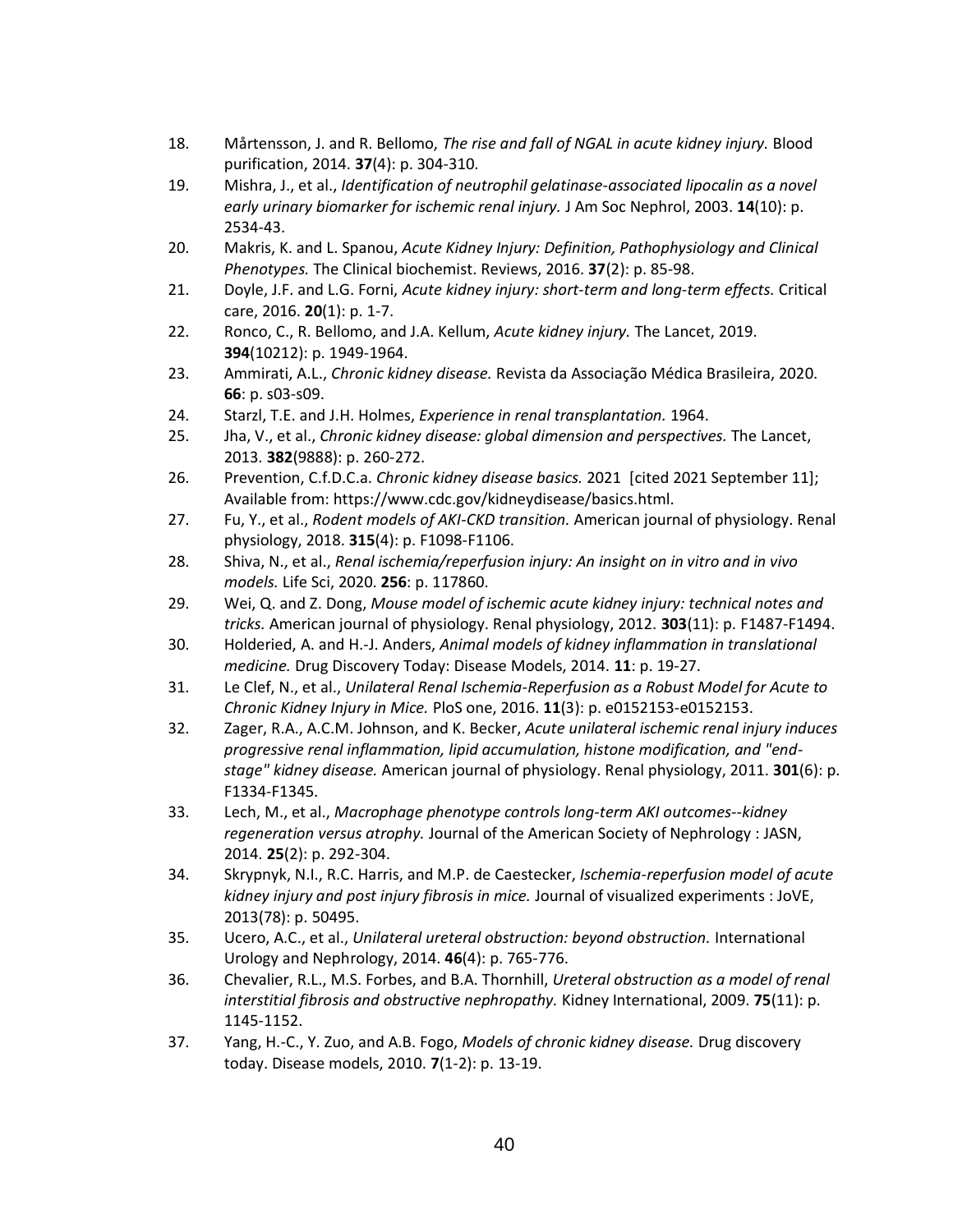18. Mårtensson, J. and R. Bellomo, *The rise and fall of NGAL in acute kidney injury.* Blood purification, 2014. **37**(4): p. 304-310.
19. Mishra, J., et al., *Identification of neutrophil gelatinase-associated lipocalin as a novel early urinary biomarker for ischemic renal injury.* J Am Soc Nephrol, 2003. **14**(10): p. 2534-43.
20. Makris, K. and L. Spanou, *Acute Kidney Injury: Definition, Pathophysiology and Clinical Phenotypes.* The Clinical biochemist. Reviews, 2016. **37**(2): p. 85-98.
21. Doyle, J.F. and L.G. Forni, *Acute kidney injury: short-term and long-term effects.* Critical care, 2016. **20**(1): p. 1-7.
22. Ronco, C., R. Bellomo, and J.A. Kellum, *Acute kidney injury.* The Lancet, 2019. **394**(10212): p. 1949-1964.
23. Ammirati, A.L., *Chronic kidney disease.* Revista da Associação Médica Brasileira, 2020. **66**: p. s03-s09.
24. Starzl, T.E. and J.H. Holmes, *Experience in renal transplantation.* 1964.
25. Jha, V., et al., *Chronic kidney disease: global dimension and perspectives.* The Lancet, 2013. **382**(9888): p. 260-272.
26. Prevention, C.f.D.C.a. *Chronic kidney disease basics.* 2021 [cited 2021 September 11]; Available from: https://www.cdc.gov/kidneydisease/basics.html.
27. Fu, Y., et al., *Rodent models of AKI-CKD transition.* American journal of physiology. Renal physiology, 2018. **315**(4): p. F1098-F1106.
28. Shiva, N., et al., *Renal ischemia/reperfusion injury: An insight on in vitro and in vivo models.* Life Sci, 2020. **256**: p. 117860.
29. Wei, Q. and Z. Dong, *Mouse model of ischemic acute kidney injury: technical notes and tricks.* American journal of physiology. Renal physiology, 2012. **303**(11): p. F1487-F1494.
30. Holderied, A. and H.-J. Anders, *Animal models of kidney inflammation in translational medicine.* Drug Discovery Today: Disease Models, 2014. **11**: p. 19-27.
31. Le Clef, N., et al., *Unilateral Renal Ischemia-Reperfusion as a Robust Model for Acute to Chronic Kidney Injury in Mice.* PloS one, 2016. **11**(3): p. e0152153-e0152153.
32. Zager, R.A., A.C.M. Johnson, and K. Becker, *Acute unilateral ischemic renal injury induces progressive renal inflammation, lipid accumulation, histone modification, and "end-stage" kidney disease.* American journal of physiology. Renal physiology, 2011. **301**(6): p. F1334-F1345.
33. Lech, M., et al., *Macrophage phenotype controls long-term AKI outcomes--kidney regeneration versus atrophy.* Journal of the American Society of Nephrology : JASN, 2014. **25**(2): p. 292-304.
34. Skrypnyk, N.I., R.C. Harris, and M.P. de Caestecker, *Ischemia-reperfusion model of acute kidney injury and post injury fibrosis in mice.* Journal of visualized experiments : JoVE, 2013(78): p. 50495.
35. Ucero, A.C., et al., *Unilateral ureteral obstruction: beyond obstruction.* International Urology and Nephrology, 2014. **46**(4): p. 765-776.
36. Chevalier, R.L., M.S. Forbes, and B.A. Thornhill, *Ureteral obstruction as a model of renal interstitial fibrosis and obstructive nephropathy.* Kidney International, 2009. **75**(11): p. 1145-1152.
37. Yang, H.-C., Y. Zuo, and A.B. Fogo, *Models of chronic kidney disease.* Drug discovery today. Disease models, 2010. **7**(1-2): p. 13-19.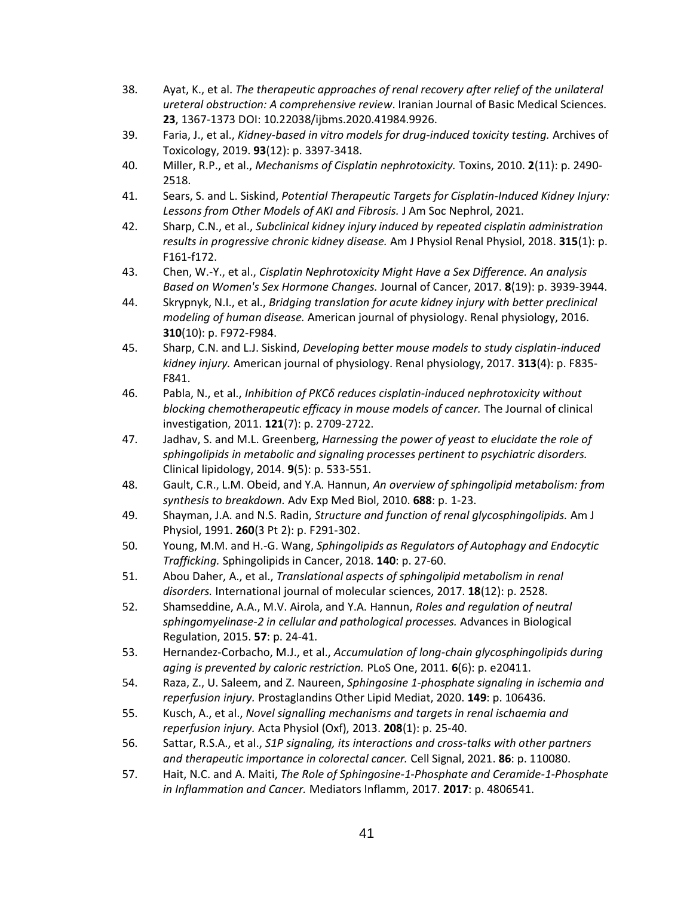38. Ayat, K., et al. *The therapeutic approaches of renal recovery after relief of the unilateral ureteral obstruction: A comprehensive review*. Iranian Journal of Basic Medical Sciences. **23**, 1367-1373 DOI: 10.22038/ijbms.2020.41984.9926.
39. Faria, J., et al., *Kidney-based in vitro models for drug-induced toxicity testing.* Archives of Toxicology, 2019. **93**(12): p. 3397-3418.
40. Miller, R.P., et al., *Mechanisms of Cisplatin nephrotoxicity.* Toxins, 2010. **2**(11): p. 2490-2518.
41. Sears, S. and L. Siskind, *Potential Therapeutic Targets for Cisplatin-Induced Kidney Injury: Lessons from Other Models of AKI and Fibrosis.* J Am Soc Nephrol, 2021.
42. Sharp, C.N., et al., *Subclinical kidney injury induced by repeated cisplatin administration results in progressive chronic kidney disease.* Am J Physiol Renal Physiol, 2018. **315**(1): p. F161-f172.
43. Chen, W.-Y., et al., *Cisplatin Nephrotoxicity Might Have a Sex Difference. An analysis Based on Women's Sex Hormone Changes.* Journal of Cancer, 2017. **8**(19): p. 3939-3944.
44. Skrypnyk, N.I., et al., *Bridging translation for acute kidney injury with better preclinical modeling of human disease.* American journal of physiology. Renal physiology, 2016. **310**(10): p. F972-F984.
45. Sharp, C.N. and L.J. Siskind, *Developing better mouse models to study cisplatin-induced kidney injury.* American journal of physiology. Renal physiology, 2017. **313**(4): p. F835-F841.
46. Pabla, N., et al., *Inhibition of PKCδ reduces cisplatin-induced nephrotoxicity without blocking chemotherapeutic efficacy in mouse models of cancer.* The Journal of clinical investigation, 2011. **121**(7): p. 2709-2722.
47. Jadhav, S. and M.L. Greenberg, *Harnessing the power of yeast to elucidate the role of sphingolipids in metabolic and signaling processes pertinent to psychiatric disorders.* Clinical lipidology, 2014. **9**(5): p. 533-551.
48. Gault, C.R., L.M. Obeid, and Y.A. Hannun, *An overview of sphingolipid metabolism: from synthesis to breakdown.* Adv Exp Med Biol, 2010. **688**: p. 1-23.
49. Shayman, J.A. and N.S. Radin, *Structure and function of renal glycosphingolipids.* Am J Physiol, 1991. **260**(3 Pt 2): p. F291-302.
50. Young, M.M. and H.-G. Wang, *Sphingolipids as Regulators of Autophagy and Endocytic Trafficking.* Sphingolipids in Cancer, 2018. **140**: p. 27-60.
51. Abou Daher, A., et al., *Translational aspects of sphingolipid metabolism in renal disorders.* International journal of molecular sciences, 2017. **18**(12): p. 2528.
52. Shamseddine, A.A., M.V. Airola, and Y.A. Hannun, *Roles and regulation of neutral sphingomyelinase-2 in cellular and pathological processes.* Advances in Biological Regulation, 2015. **57**: p. 24-41.
53. Hernandez-Corbacho, M.J., et al., *Accumulation of long-chain glycosphingolipids during aging is prevented by caloric restriction.* PLoS One, 2011. **6**(6): p. e20411.
54. Raza, Z., U. Saleem, and Z. Naureen, *Sphingosine 1-phosphate signaling in ischemia and reperfusion injury.* Prostaglandins Other Lipid Mediat, 2020. **149**: p. 106436.
55. Kusch, A., et al., *Novel signalling mechanisms and targets in renal ischaemia and reperfusion injury.* Acta Physiol (Oxf), 2013. **208**(1): p. 25-40.
56. Sattar, R.S.A., et al., *S1P signaling, its interactions and cross-talks with other partners and therapeutic importance in colorectal cancer.* Cell Signal, 2021. **86**: p. 110080.
57. Hait, N.C. and A. Maiti, *The Role of Sphingosine-1-Phosphate and Ceramide-1-Phosphate in Inflammation and Cancer.* Mediators Inflamm, 2017. **2017**: p. 4806541.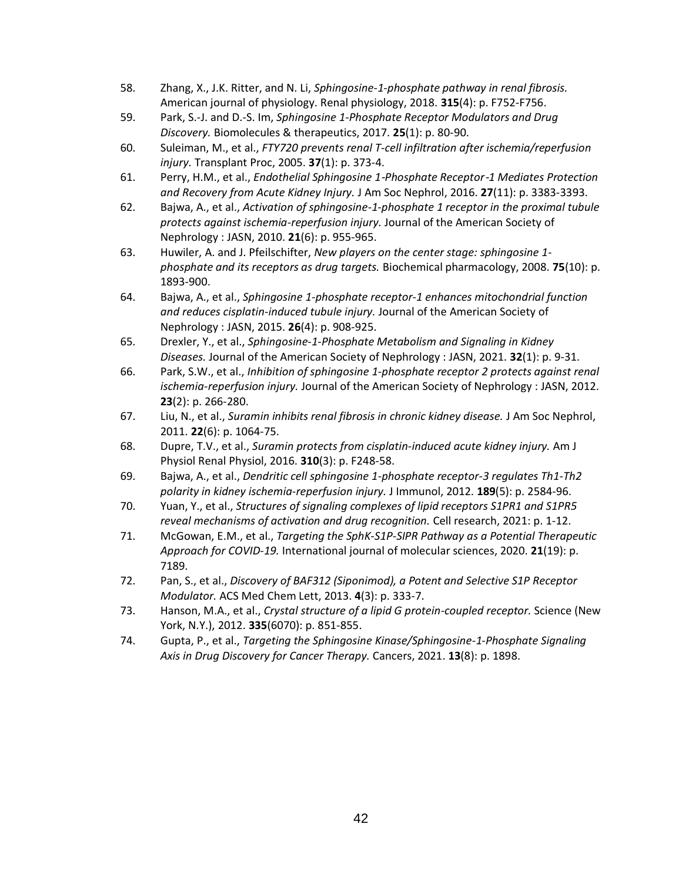58. Zhang, X., J.K. Ritter, and N. Li, *Sphingosine-1-phosphate pathway in renal fibrosis.* American journal of physiology. Renal physiology, 2018. **315**(4): p. F752-F756.
59. Park, S.-J. and D.-S. Im, *Sphingosine 1-Phosphate Receptor Modulators and Drug Discovery.* Biomolecules & therapeutics, 2017. **25**(1): p. 80-90.
60. Suleiman, M., et al., *FTY720 prevents renal T-cell infiltration after ischemia/reperfusion injury.* Transplant Proc, 2005. **37**(1): p. 373-4.
61. Perry, H.M., et al., *Endothelial Sphingosine 1-Phosphate Receptor-1 Mediates Protection and Recovery from Acute Kidney Injury.* J Am Soc Nephrol, 2016. **27**(11): p. 3383-3393.
62. Bajwa, A., et al., *Activation of sphingosine-1-phosphate 1 receptor in the proximal tubule protects against ischemia-reperfusion injury.* Journal of the American Society of Nephrology : JASN, 2010. **21**(6): p. 955-965.
63. Huwiler, A. and J. Pfeilschifter, *New players on the center stage: sphingosine 1-phosphate and its receptors as drug targets.* Biochemical pharmacology, 2008. **75**(10): p. 1893-900.
64. Bajwa, A., et al., *Sphingosine 1-phosphate receptor-1 enhances mitochondrial function and reduces cisplatin-induced tubule injury.* Journal of the American Society of Nephrology : JASN, 2015. **26**(4): p. 908-925.
65. Drexler, Y., et al., *Sphingosine-1-Phosphate Metabolism and Signaling in Kidney Diseases.* Journal of the American Society of Nephrology : JASN, 2021. **32**(1): p. 9-31.
66. Park, S.W., et al., *Inhibition of sphingosine 1-phosphate receptor 2 protects against renal ischemia-reperfusion injury.* Journal of the American Society of Nephrology : JASN, 2012. **23**(2): p. 266-280.
67. Liu, N., et al., *Suramin inhibits renal fibrosis in chronic kidney disease.* J Am Soc Nephrol, 2011. **22**(6): p. 1064-75.
68. Dupre, T.V., et al., *Suramin protects from cisplatin-induced acute kidney injury.* Am J Physiol Renal Physiol, 2016. **310**(3): p. F248-58.
69. Bajwa, A., et al., *Dendritic cell sphingosine 1-phosphate receptor-3 regulates Th1-Th2 polarity in kidney ischemia-reperfusion injury.* J Immunol, 2012. **189**(5): p. 2584-96.
70. Yuan, Y., et al., *Structures of signaling complexes of lipid receptors S1PR1 and S1PR5 reveal mechanisms of activation and drug recognition.* Cell research, 2021: p. 1-12.
71. McGowan, E.M., et al., *Targeting the SphK-S1P-SIPR Pathway as a Potential Therapeutic Approach for COVID-19.* International journal of molecular sciences, 2020. **21**(19): p. 7189.
72. Pan, S., et al., *Discovery of BAF312 (Siponimod), a Potent and Selective S1P Receptor Modulator.* ACS Med Chem Lett, 2013. **4**(3): p. 333-7.
73. Hanson, M.A., et al., *Crystal structure of a lipid G protein-coupled receptor.* Science (New York, N.Y.), 2012. **335**(6070): p. 851-855.
74. Gupta, P., et al., *Targeting the Sphingosine Kinase/Sphingosine-1-Phosphate Signaling Axis in Drug Discovery for Cancer Therapy.* Cancers, 2021. **13**(8): p. 1898.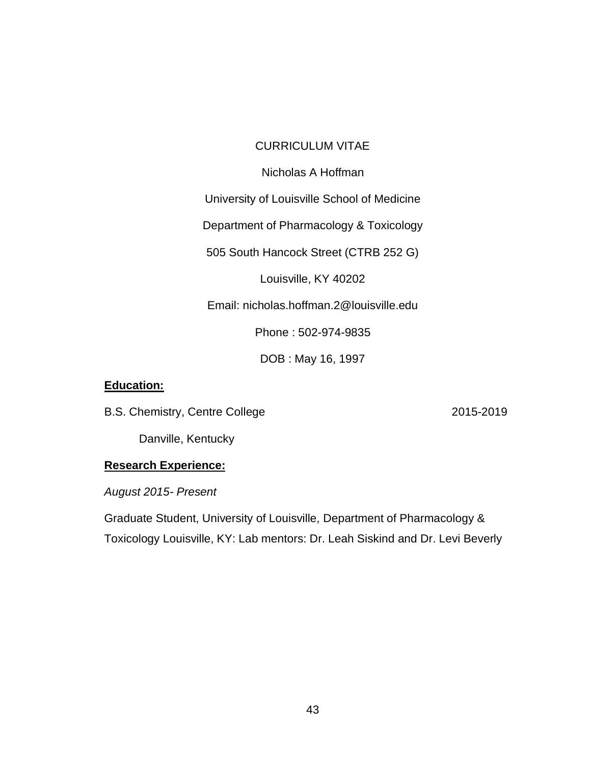CURRICULUM VITAE

Nicholas A Hoffman

University of Louisville School of Medicine

Department of Pharmacology & Toxicology

505 South Hancock Street (CTRB 252 G)

Louisville, KY 40202

Email: nicholas.hoffman.2@louisville.edu

Phone : 502-974-9835

DOB : May 16, 1997

**Education:**

B.S. Chemistry, Centre College 2015-2019

Danville, Kentucky

**Research Experience:**

*August 2015- Present*

Graduate Student, University of Louisville, Department of Pharmacology & Toxicology Louisville, KY: Lab mentors: Dr. Leah Siskind and Dr. Levi Beverly